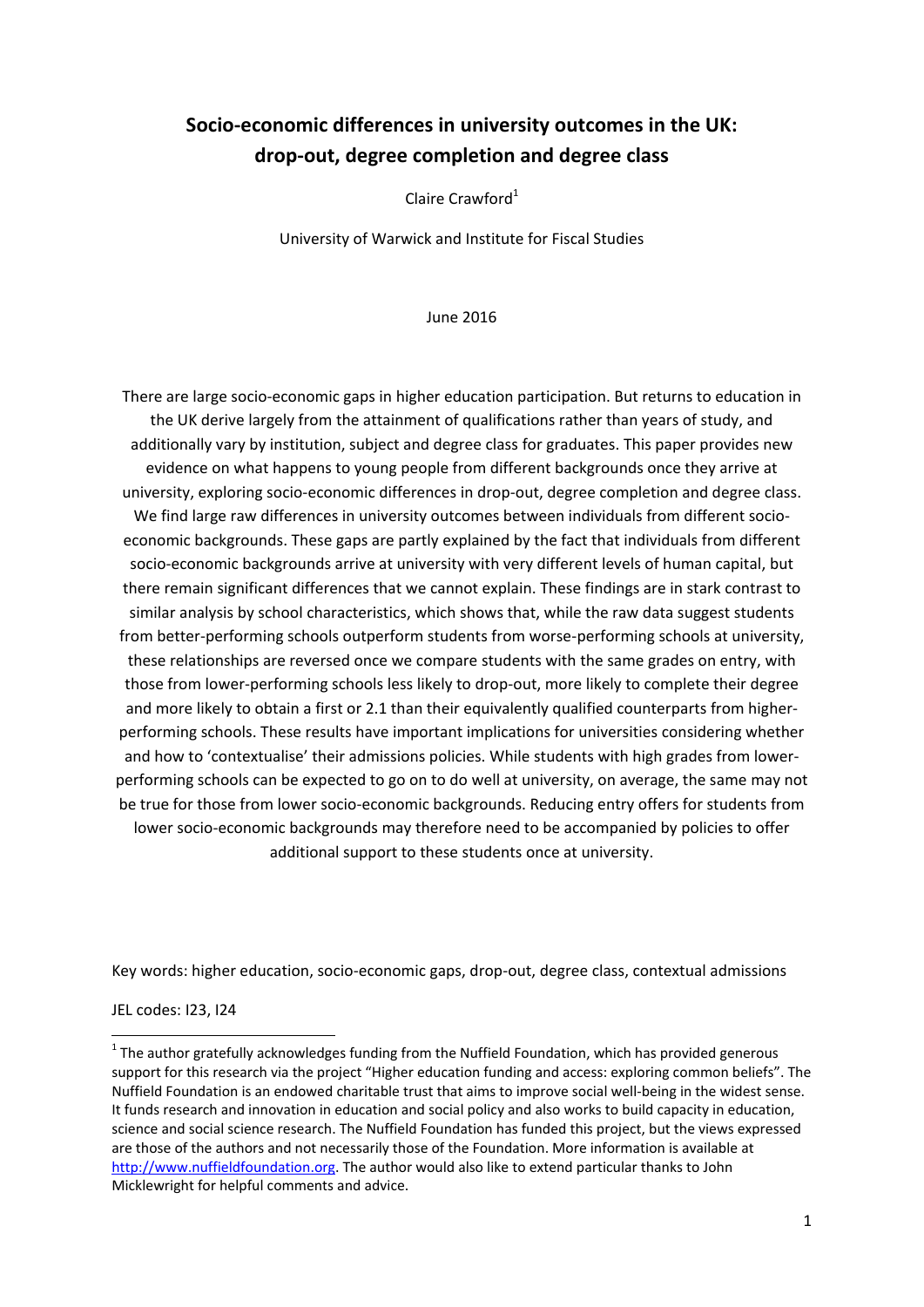# Socio-economic differences in university outcomes in the UK: drop-out, degree completion and degree class

Claire Crawford[1]

University of Warwick and Institute for Fiscal Studies

June 2016

There are large socio-economic gaps in higher education participation. But returns to education in the UK derive largely from the attainment of qualifications rather than years of study, and additionally vary by institution, subject and degree class for graduates. This paper provides new evidence on what happens to young people from different backgrounds once they arrive at university, exploring socio-economic differences in drop-out, degree completion and degree class. We find large raw differences in university outcomes between individuals from different socio-economic backgrounds. These gaps are partly explained by the fact that individuals from different socio-economic backgrounds arrive at university with very different levels of human capital, but there remain significant differences that we cannot explain. These findings are in stark contrast to similar analysis by school characteristics, which shows that, while the raw data suggest students from better-performing schools outperform students from worse-performing schools at university, these relationships are reversed once we compare students with the same grades on entry, with those from lower-performing schools less likely to drop-out, more likely to complete their degree and more likely to obtain a first or 2.1 than their equivalently qualified counterparts from higher-performing schools. These results have important implications for universities considering whether and how to 'contextualise' their admissions policies. While students with high grades from lower-performing schools can be expected to go on to do well at university, on average, the same may not be true for those from lower socio-economic backgrounds. Reducing entry offers for students from lower socio-economic backgrounds may therefore need to be accompanied by policies to offer additional support to these students once at university.

Key words: higher education, socio-economic gaps, drop-out, degree class, contextual admissions

JEL codes: I23, I24

[1] The author gratefully acknowledges funding from the Nuffield Foundation, which has provided generous support for this research via the project "Higher education funding and access: exploring common beliefs". The Nuffield Foundation is an endowed charitable trust that aims to improve social well-being in the widest sense. It funds research and innovation in education and social policy and also works to build capacity in education, science and social science research. The Nuffield Foundation has funded this project, but the views expressed are those of the authors and not necessarily those of the Foundation. More information is available at http://www.nuffieldfoundation.org. The author would also like to extend particular thanks to John Micklewright for helpful comments and advice.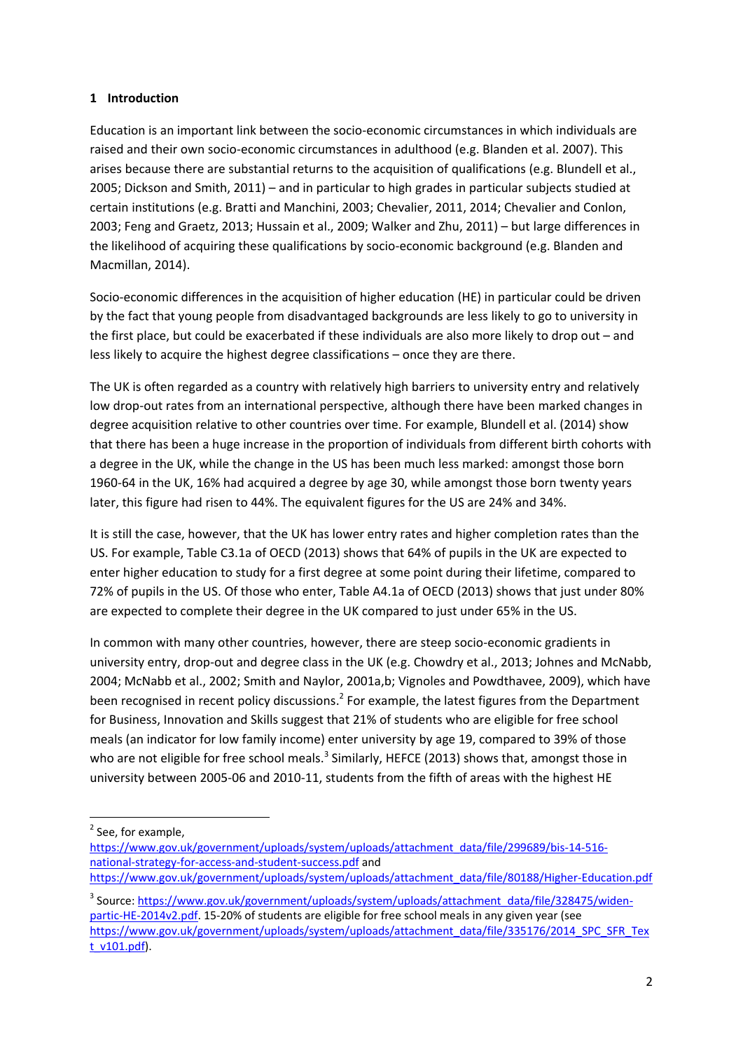## 1 Introduction

Education is an important link between the socio-economic circumstances in which individuals are raised and their own socio-economic circumstances in adulthood (e.g. Blanden et al. 2007). This arises because there are substantial returns to the acquisition of qualifications (e.g. Blundell et al., 2005; Dickson and Smith, 2011) – and in particular to high grades in particular subjects studied at certain institutions (e.g. Bratti and Manchini, 2003; Chevalier, 2011, 2014; Chevalier and Conlon, 2003; Feng and Graetz, 2013; Hussain et al., 2009; Walker and Zhu, 2011) – but large differences in the likelihood of acquiring these qualifications by socio-economic background (e.g. Blanden and Macmillan, 2014).

Socio-economic differences in the acquisition of higher education (HE) in particular could be driven by the fact that young people from disadvantaged backgrounds are less likely to go to university in the first place, but could be exacerbated if these individuals are also more likely to drop out – and less likely to acquire the highest degree classifications – once they are there.

The UK is often regarded as a country with relatively high barriers to university entry and relatively low drop-out rates from an international perspective, although there have been marked changes in degree acquisition relative to other countries over time. For example, Blundell et al. (2014) show that there has been a huge increase in the proportion of individuals from different birth cohorts with a degree in the UK, while the change in the US has been much less marked: amongst those born 1960-64 in the UK, 16% had acquired a degree by age 30, while amongst those born twenty years later, this figure had risen to 44%. The equivalent figures for the US are 24% and 34%.

It is still the case, however, that the UK has lower entry rates and higher completion rates than the US. For example, Table C3.1a of OECD (2013) shows that 64% of pupils in the UK are expected to enter higher education to study for a first degree at some point during their lifetime, compared to 72% of pupils in the US. Of those who enter, Table A4.1a of OECD (2013) shows that just under 80% are expected to complete their degree in the UK compared to just under 65% in the US.

In common with many other countries, however, there are steep socio-economic gradients in university entry, drop-out and degree class in the UK (e.g. Chowdry et al., 2013; Johnes and McNabb, 2004; McNabb et al., 2002; Smith and Naylor, 2001a,b; Vignoles and Powdthavee, 2009), which have been recognised in recent policy discussions.[2] For example, the latest figures from the Department for Business, Innovation and Skills suggest that 21% of students who are eligible for free school meals (an indicator for low family income) enter university by age 19, compared to 39% of those who are not eligible for free school meals.[3] Similarly, HEFCE (2013) shows that, amongst those in university between 2005-06 and 2010-11, students from the fifth of areas with the highest HE

---

[2] See, for example, https://www.gov.uk/government/uploads/system/uploads/attachment_data/file/299689/bis-14-516-national-strategy-for-access-and-student-success.pdf and https://www.gov.uk/government/uploads/system/uploads/attachment_data/file/80188/Higher-Education.pdf

[3] Source: https://www.gov.uk/government/uploads/system/uploads/attachment_data/file/328475/widen-partic-HE-2014v2.pdf. 15-20% of students are eligible for free school meals in any given year (see https://www.gov.uk/government/uploads/system/uploads/attachment_data/file/335176/2014_SPC_SFR_Text_v101.pdf).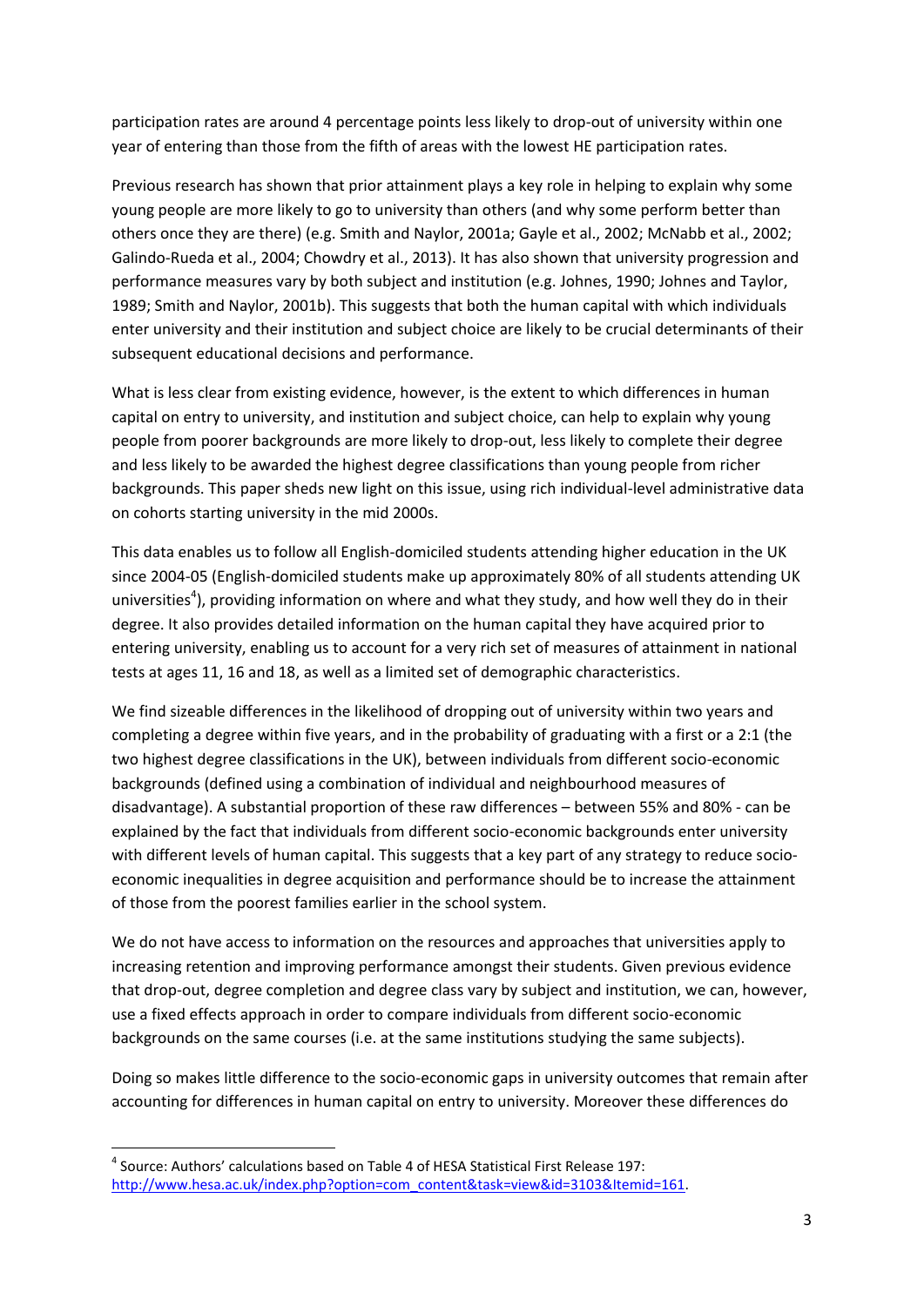participation rates are around 4 percentage points less likely to drop-out of university within one year of entering than those from the fifth of areas with the lowest HE participation rates.

Previous research has shown that prior attainment plays a key role in helping to explain why some young people are more likely to go to university than others (and why some perform better than others once they are there) (e.g. Smith and Naylor, 2001a; Gayle et al., 2002; McNabb et al., 2002; Galindo-Rueda et al., 2004; Chowdry et al., 2013). It has also shown that university progression and performance measures vary by both subject and institution (e.g. Johnes, 1990; Johnes and Taylor, 1989; Smith and Naylor, 2001b). This suggests that both the human capital with which individuals enter university and their institution and subject choice are likely to be crucial determinants of their subsequent educational decisions and performance.

What is less clear from existing evidence, however, is the extent to which differences in human capital on entry to university, and institution and subject choice, can help to explain why young people from poorer backgrounds are more likely to drop-out, less likely to complete their degree and less likely to be awarded the highest degree classifications than young people from richer backgrounds. This paper sheds new light on this issue, using rich individual-level administrative data on cohorts starting university in the mid 2000s.

This data enables us to follow all English-domiciled students attending higher education in the UK since 2004-05 (English-domiciled students make up approximately 80% of all students attending UK universities[4]), providing information on where and what they study, and how well they do in their degree. It also provides detailed information on the human capital they have acquired prior to entering university, enabling us to account for a very rich set of measures of attainment in national tests at ages 11, 16 and 18, as well as a limited set of demographic characteristics.

We find sizeable differences in the likelihood of dropping out of university within two years and completing a degree within five years, and in the probability of graduating with a first or a 2:1 (the two highest degree classifications in the UK), between individuals from different socio-economic backgrounds (defined using a combination of individual and neighbourhood measures of disadvantage). A substantial proportion of these raw differences – between 55% and 80% - can be explained by the fact that individuals from different socio-economic backgrounds enter university with different levels of human capital. This suggests that a key part of any strategy to reduce socio-economic inequalities in degree acquisition and performance should be to increase the attainment of those from the poorest families earlier in the school system.

We do not have access to information on the resources and approaches that universities apply to increasing retention and improving performance amongst their students. Given previous evidence that drop-out, degree completion and degree class vary by subject and institution, we can, however, use a fixed effects approach in order to compare individuals from different socio-economic backgrounds on the same courses (i.e. at the same institutions studying the same subjects).

Doing so makes little difference to the socio-economic gaps in university outcomes that remain after accounting for differences in human capital on entry to university. Moreover these differences do

[4] Source: Authors' calculations based on Table 4 of HESA Statistical First Release 197: http://www.hesa.ac.uk/index.php?option=com_content&task=view&id=3103&Itemid=161.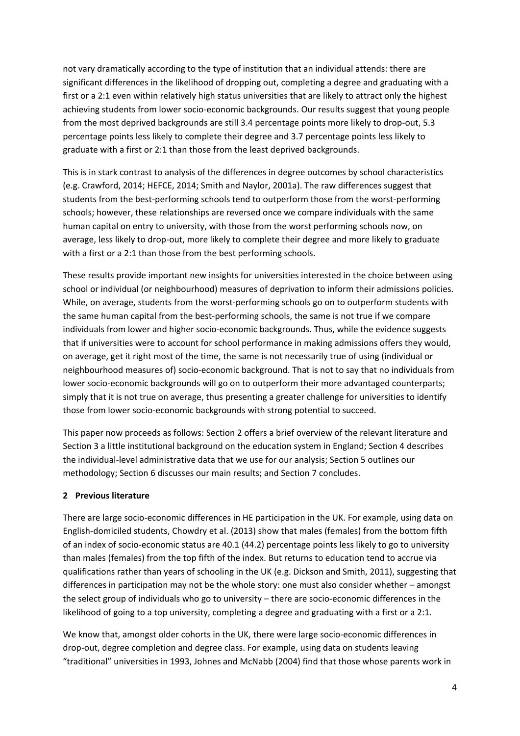not vary dramatically according to the type of institution that an individual attends: there are significant differences in the likelihood of dropping out, completing a degree and graduating with a first or a 2:1 even within relatively high status universities that are likely to attract only the highest achieving students from lower socio-economic backgrounds. Our results suggest that young people from the most deprived backgrounds are still 3.4 percentage points more likely to drop-out, 5.3 percentage points less likely to complete their degree and 3.7 percentage points less likely to graduate with a first or 2:1 than those from the least deprived backgrounds.

This is in stark contrast to analysis of the differences in degree outcomes by school characteristics (e.g. Crawford, 2014; HEFCE, 2014; Smith and Naylor, 2001a). The raw differences suggest that students from the best-performing schools tend to outperform those from the worst-performing schools; however, these relationships are reversed once we compare individuals with the same human capital on entry to university, with those from the worst performing schools now, on average, less likely to drop-out, more likely to complete their degree and more likely to graduate with a first or a 2:1 than those from the best performing schools.

These results provide important new insights for universities interested in the choice between using school or individual (or neighbourhood) measures of deprivation to inform their admissions policies. While, on average, students from the worst-performing schools go on to outperform students with the same human capital from the best-performing schools, the same is not true if we compare individuals from lower and higher socio-economic backgrounds. Thus, while the evidence suggests that if universities were to account for school performance in making admissions offers they would, on average, get it right most of the time, the same is not necessarily true of using (individual or neighbourhood measures of) socio-economic background. That is not to say that no individuals from lower socio-economic backgrounds will go on to outperform their more advantaged counterparts; simply that it is not true on average, thus presenting a greater challenge for universities to identify those from lower socio-economic backgrounds with strong potential to succeed.

This paper now proceeds as follows: Section 2 offers a brief overview of the relevant literature and Section 3 a little institutional background on the education system in England; Section 4 describes the individual-level administrative data that we use for our analysis; Section 5 outlines our methodology; Section 6 discusses our main results; and Section 7 concludes.

## 2 Previous literature

There are large socio-economic differences in HE participation in the UK. For example, using data on English-domiciled students, Chowdry et al. (2013) show that males (females) from the bottom fifth of an index of socio-economic status are 40.1 (44.2) percentage points less likely to go to university than males (females) from the top fifth of the index. But returns to education tend to accrue via qualifications rather than years of schooling in the UK (e.g. Dickson and Smith, 2011), suggesting that differences in participation may not be the whole story: one must also consider whether – amongst the select group of individuals who go to university – there are socio-economic differences in the likelihood of going to a top university, completing a degree and graduating with a first or a 2:1.

We know that, amongst older cohorts in the UK, there were large socio-economic differences in drop-out, degree completion and degree class. For example, using data on students leaving "traditional" universities in 1993, Johnes and McNabb (2004) find that those whose parents work in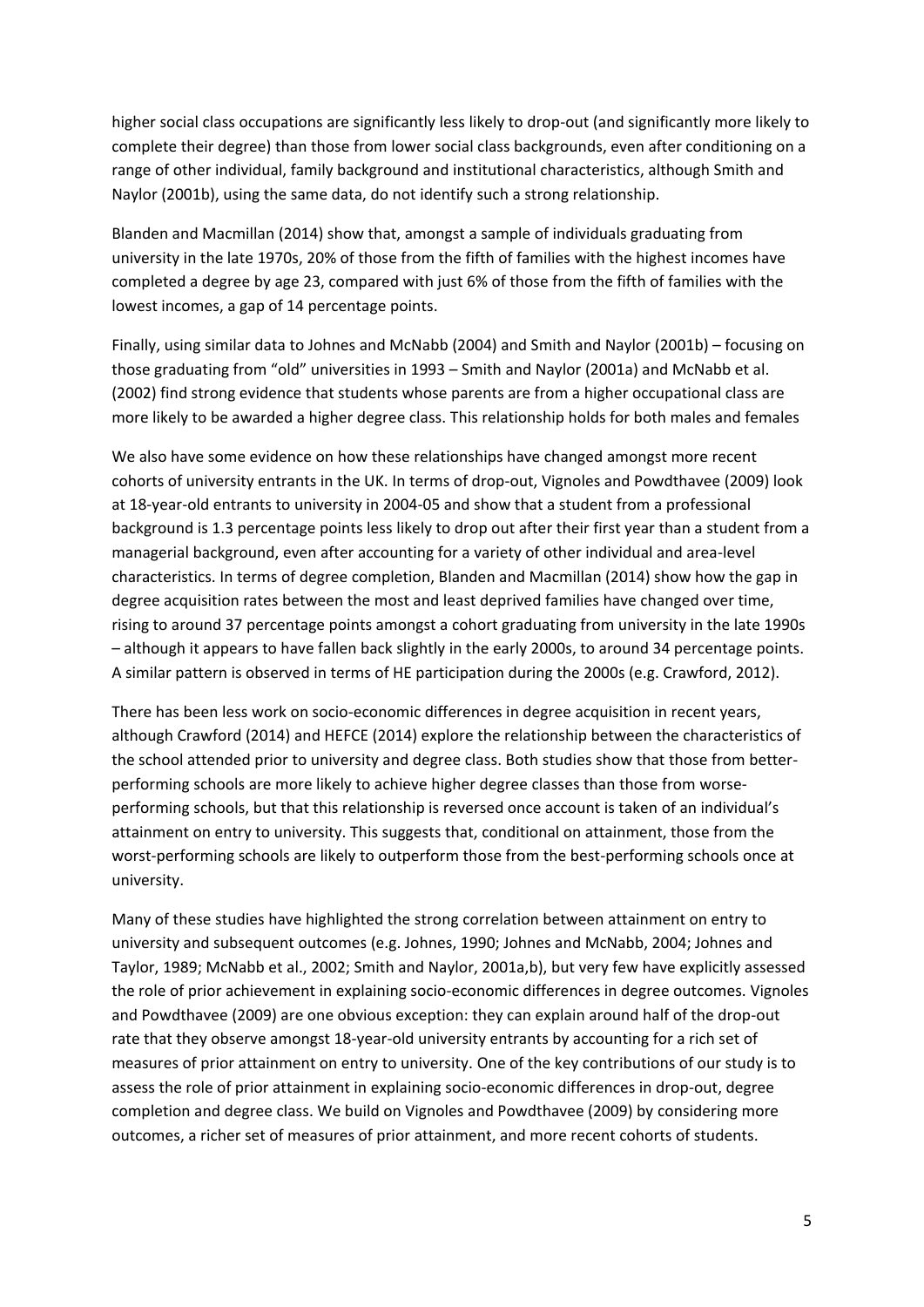higher social class occupations are significantly less likely to drop-out (and significantly more likely to complete their degree) than those from lower social class backgrounds, even after conditioning on a range of other individual, family background and institutional characteristics, although Smith and Naylor (2001b), using the same data, do not identify such a strong relationship.

Blanden and Macmillan (2014) show that, amongst a sample of individuals graduating from university in the late 1970s, 20% of those from the fifth of families with the highest incomes have completed a degree by age 23, compared with just 6% of those from the fifth of families with the lowest incomes, a gap of 14 percentage points.

Finally, using similar data to Johnes and McNabb (2004) and Smith and Naylor (2001b) – focusing on those graduating from "old" universities in 1993 – Smith and Naylor (2001a) and McNabb et al. (2002) find strong evidence that students whose parents are from a higher occupational class are more likely to be awarded a higher degree class. This relationship holds for both males and females

We also have some evidence on how these relationships have changed amongst more recent cohorts of university entrants in the UK. In terms of drop-out, Vignoles and Powdthavee (2009) look at 18-year-old entrants to university in 2004-05 and show that a student from a professional background is 1.3 percentage points less likely to drop out after their first year than a student from a managerial background, even after accounting for a variety of other individual and area-level characteristics. In terms of degree completion, Blanden and Macmillan (2014) show how the gap in degree acquisition rates between the most and least deprived families have changed over time, rising to around 37 percentage points amongst a cohort graduating from university in the late 1990s – although it appears to have fallen back slightly in the early 2000s, to around 34 percentage points. A similar pattern is observed in terms of HE participation during the 2000s (e.g. Crawford, 2012).

There has been less work on socio-economic differences in degree acquisition in recent years, although Crawford (2014) and HEFCE (2014) explore the relationship between the characteristics of the school attended prior to university and degree class. Both studies show that those from better-performing schools are more likely to achieve higher degree classes than those from worse-performing schools, but that this relationship is reversed once account is taken of an individual's attainment on entry to university. This suggests that, conditional on attainment, those from the worst-performing schools are likely to outperform those from the best-performing schools once at university.

Many of these studies have highlighted the strong correlation between attainment on entry to university and subsequent outcomes (e.g. Johnes, 1990; Johnes and McNabb, 2004; Johnes and Taylor, 1989; McNabb et al., 2002; Smith and Naylor, 2001a,b), but very few have explicitly assessed the role of prior achievement in explaining socio-economic differences in degree outcomes. Vignoles and Powdthavee (2009) are one obvious exception: they can explain around half of the drop-out rate that they observe amongst 18-year-old university entrants by accounting for a rich set of measures of prior attainment on entry to university. One of the key contributions of our study is to assess the role of prior attainment in explaining socio-economic differences in drop-out, degree completion and degree class. We build on Vignoles and Powdthavee (2009) by considering more outcomes, a richer set of measures of prior attainment, and more recent cohorts of students.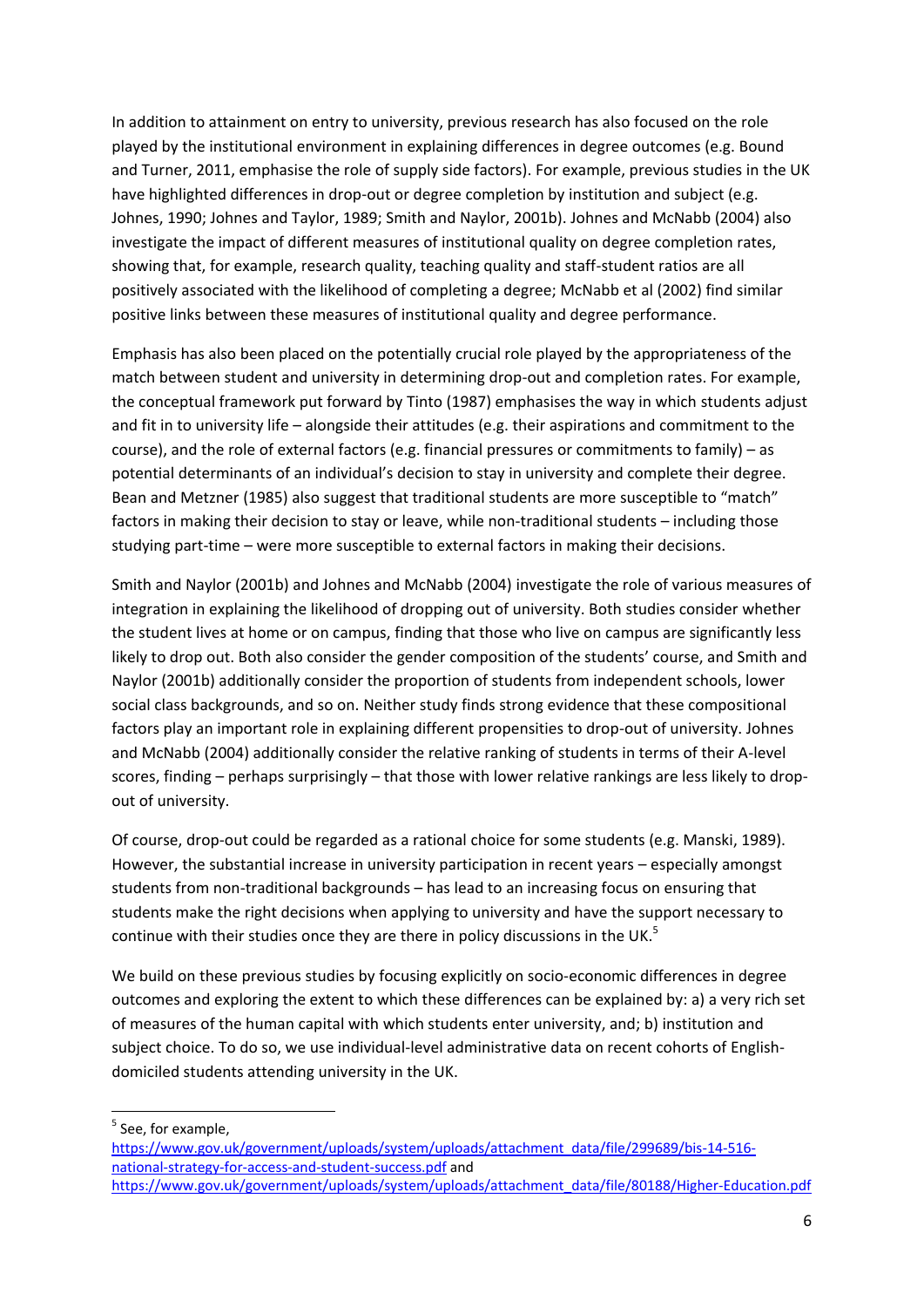In addition to attainment on entry to university, previous research has also focused on the role played by the institutional environment in explaining differences in degree outcomes (e.g. Bound and Turner, 2011, emphasise the role of supply side factors). For example, previous studies in the UK have highlighted differences in drop-out or degree completion by institution and subject (e.g. Johnes, 1990; Johnes and Taylor, 1989; Smith and Naylor, 2001b). Johnes and McNabb (2004) also investigate the impact of different measures of institutional quality on degree completion rates, showing that, for example, research quality, teaching quality and staff-student ratios are all positively associated with the likelihood of completing a degree; McNabb et al (2002) find similar positive links between these measures of institutional quality and degree performance.

Emphasis has also been placed on the potentially crucial role played by the appropriateness of the match between student and university in determining drop-out and completion rates. For example, the conceptual framework put forward by Tinto (1987) emphasises the way in which students adjust and fit in to university life – alongside their attitudes (e.g. their aspirations and commitment to the course), and the role of external factors (e.g. financial pressures or commitments to family) – as potential determinants of an individual's decision to stay in university and complete their degree. Bean and Metzner (1985) also suggest that traditional students are more susceptible to "match" factors in making their decision to stay or leave, while non-traditional students – including those studying part-time – were more susceptible to external factors in making their decisions.

Smith and Naylor (2001b) and Johnes and McNabb (2004) investigate the role of various measures of integration in explaining the likelihood of dropping out of university. Both studies consider whether the student lives at home or on campus, finding that those who live on campus are significantly less likely to drop out. Both also consider the gender composition of the students' course, and Smith and Naylor (2001b) additionally consider the proportion of students from independent schools, lower social class backgrounds, and so on. Neither study finds strong evidence that these compositional factors play an important role in explaining different propensities to drop-out of university. Johnes and McNabb (2004) additionally consider the relative ranking of students in terms of their A-level scores, finding – perhaps surprisingly – that those with lower relative rankings are less likely to drop-out of university.

Of course, drop-out could be regarded as a rational choice for some students (e.g. Manski, 1989). However, the substantial increase in university participation in recent years – especially amongst students from non-traditional backgrounds – has lead to an increasing focus on ensuring that students make the right decisions when applying to university and have the support necessary to continue with their studies once they are there in policy discussions in the UK.[5]

We build on these previous studies by focusing explicitly on socio-economic differences in degree outcomes and exploring the extent to which these differences can be explained by: a) a very rich set of measures of the human capital with which students enter university, and; b) institution and subject choice. To do so, we use individual-level administrative data on recent cohorts of English-domiciled students attending university in the UK.

[5] See, for example, https://www.gov.uk/government/uploads/system/uploads/attachment_data/file/299689/bis-14-516-national-strategy-for-access-and-student-success.pdf and https://www.gov.uk/government/uploads/system/uploads/attachment_data/file/80188/Higher-Education.pdf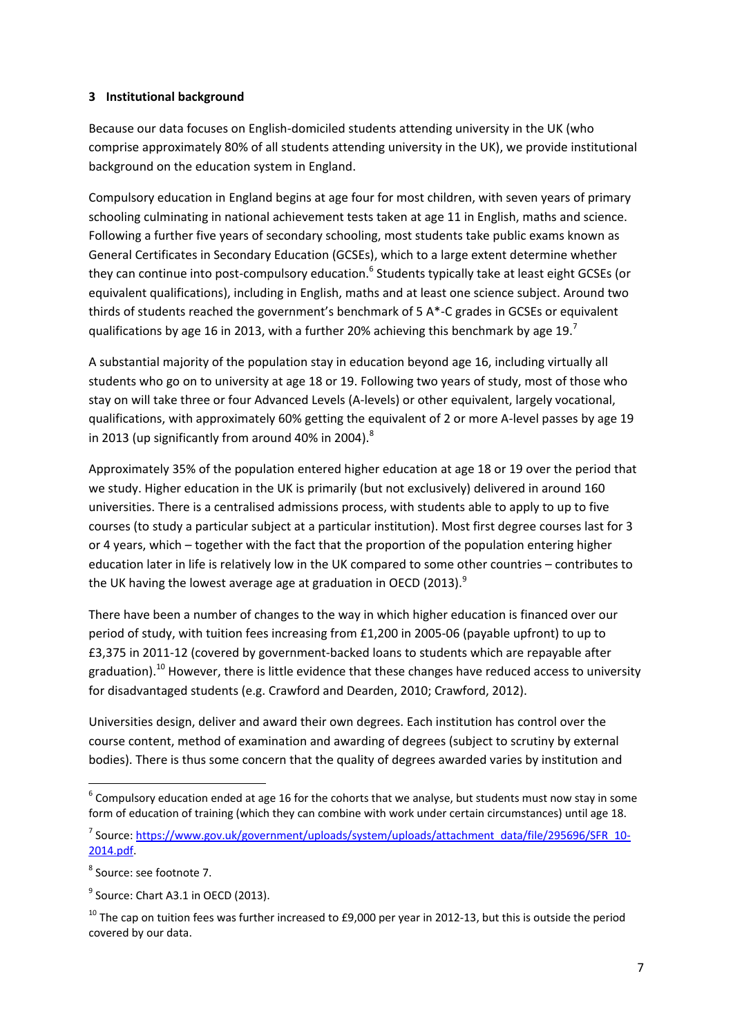## 3 Institutional background

Because our data focuses on English-domiciled students attending university in the UK (who comprise approximately 80% of all students attending university in the UK), we provide institutional background on the education system in England.

Compulsory education in England begins at age four for most children, with seven years of primary schooling culminating in national achievement tests taken at age 11 in English, maths and science. Following a further five years of secondary schooling, most students take public exams known as General Certificates in Secondary Education (GCSEs), which to a large extent determine whether they can continue into post-compulsory education.[6] Students typically take at least eight GCSEs (or equivalent qualifications), including in English, maths and at least one science subject. Around two thirds of students reached the government's benchmark of 5 A*-C grades in GCSEs or equivalent qualifications by age 16 in 2013, with a further 20% achieving this benchmark by age 19.[7]

A substantial majority of the population stay in education beyond age 16, including virtually all students who go on to university at age 18 or 19. Following two years of study, most of those who stay on will take three or four Advanced Levels (A-levels) or other equivalent, largely vocational, qualifications, with approximately 60% getting the equivalent of 2 or more A-level passes by age 19 in 2013 (up significantly from around 40% in 2004).[8]

Approximately 35% of the population entered higher education at age 18 or 19 over the period that we study. Higher education in the UK is primarily (but not exclusively) delivered in around 160 universities. There is a centralised admissions process, with students able to apply to up to five courses (to study a particular subject at a particular institution). Most first degree courses last for 3 or 4 years, which – together with the fact that the proportion of the population entering higher education later in life is relatively low in the UK compared to some other countries – contributes to the UK having the lowest average age at graduation in OECD (2013).[9]

There have been a number of changes to the way in which higher education is financed over our period of study, with tuition fees increasing from £1,200 in 2005-06 (payable upfront) to up to £3,375 in 2011-12 (covered by government-backed loans to students which are repayable after graduation).[10] However, there is little evidence that these changes have reduced access to university for disadvantaged students (e.g. Crawford and Dearden, 2010; Crawford, 2012).

Universities design, deliver and award their own degrees. Each institution has control over the course content, method of examination and awarding of degrees (subject to scrutiny by external bodies). There is thus some concern that the quality of degrees awarded varies by institution and

---

[6] Compulsory education ended at age 16 for the cohorts that we analyse, but students must now stay in some form of education of training (which they can combine with work under certain circumstances) until age 18.

[7] Source: https://www.gov.uk/government/uploads/system/uploads/attachment_data/file/295696/SFR_10-2014.pdf.

[8] Source: see footnote 7.

[9] Source: Chart A3.1 in OECD (2013).

[10] The cap on tuition fees was further increased to £9,000 per year in 2012-13, but this is outside the period covered by our data.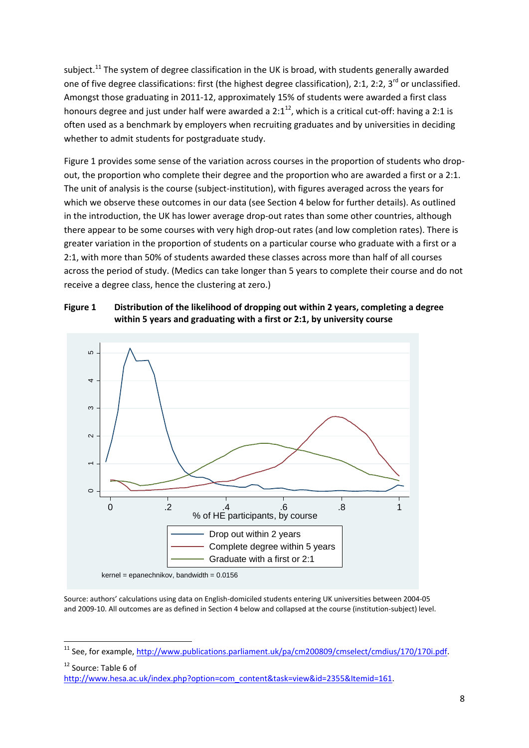subject.[11] The system of degree classification in the UK is broad, with students generally awarded one of five degree classifications: first (the highest degree classification), 2:1, 2:2, 3rd or unclassified. Amongst those graduating in 2011-12, approximately 15% of students were awarded a first class honours degree and just under half were awarded a 2:1[12], which is a critical cut-off: having a 2:1 is often used as a benchmark by employers when recruiting graduates and by universities in deciding whether to admit students for postgraduate study.

Figure 1 provides some sense of the variation across courses in the proportion of students who drop-out, the proportion who complete their degree and the proportion who are awarded a first or a 2:1. The unit of analysis is the course (subject-institution), with figures averaged across the years for which we observe these outcomes in our data (see Section 4 below for further details). As outlined in the introduction, the UK has lower average drop-out rates than some other countries, although there appear to be some courses with very high drop-out rates (and low completion rates). There is greater variation in the proportion of students on a particular course who graduate with a first or a 2:1, with more than 50% of students awarded these classes across more than half of all courses across the period of study. (Medics can take longer than 5 years to complete their course and do not receive a degree class, hence the clustering at zero.)

**Figure 1 Distribution of the likelihood of dropping out within 2 years, completing a degree within 5 years and graduating with a first or 2:1, by university course**

Source: authors' calculations using data on English-domiciled students entering UK universities between 2004-05 and 2009-10. All outcomes are as defined in Section 4 below and collapsed at the course (institution-subject) level.

---

[11] See, for example, http://www.publications.parliament.uk/pa/cm200809/cmselect/cmdius/170/170i.pdf.

[12] Source: Table 6 of http://www.hesa.ac.uk/index.php?option=com_content&task=view&id=2355&Itemid=161.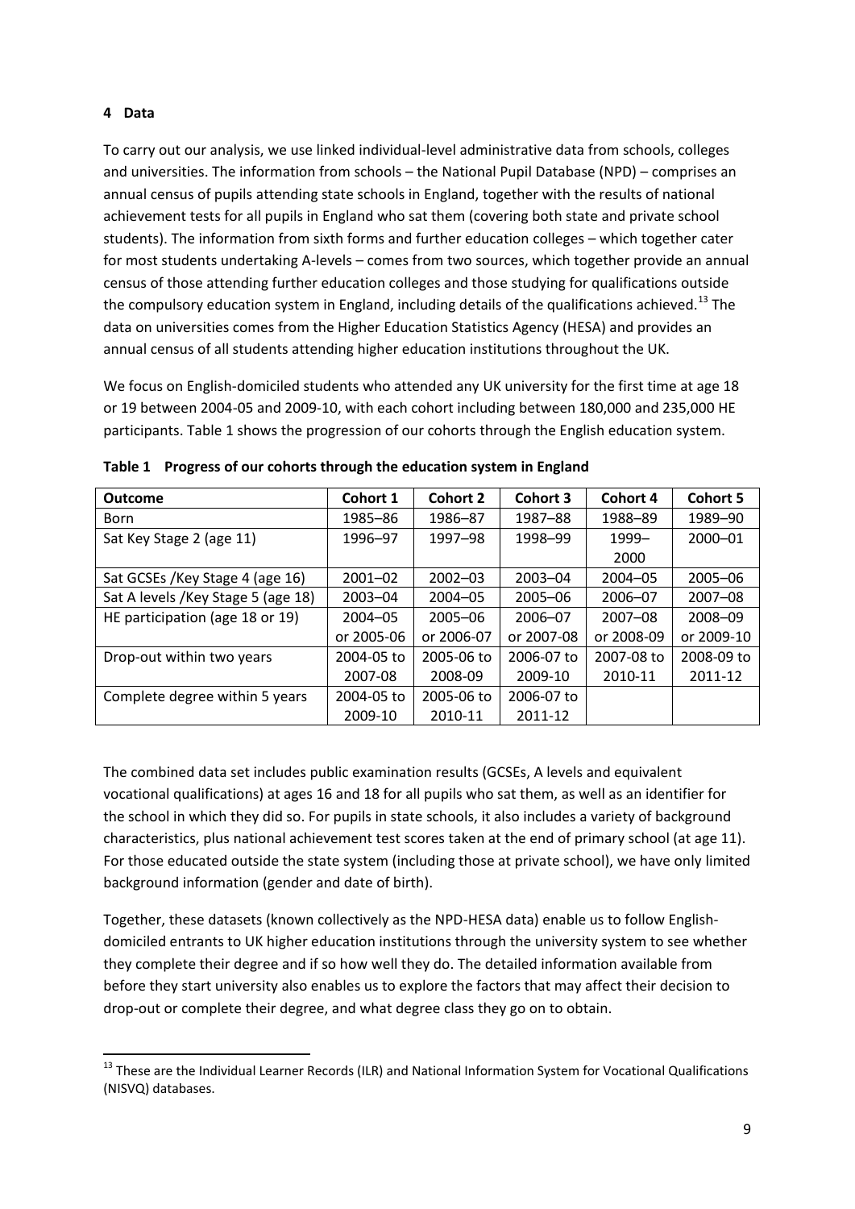## 4 Data

To carry out our analysis, we use linked individual-level administrative data from schools, colleges and universities. The information from schools – the National Pupil Database (NPD) – comprises an annual census of pupils attending state schools in England, together with the results of national achievement tests for all pupils in England who sat them (covering both state and private school students). The information from sixth forms and further education colleges – which together cater for most students undertaking A-levels – comes from two sources, which together provide an annual census of those attending further education colleges and those studying for qualifications outside the compulsory education system in England, including details of the qualifications achieved.[13] The data on universities comes from the Higher Education Statistics Agency (HESA) and provides an annual census of all students attending higher education institutions throughout the UK.

We focus on English-domiciled students who attended any UK university for the first time at age 18 or 19 between 2004-05 and 2009-10, with each cohort including between 180,000 and 235,000 HE participants. Table 1 shows the progression of our cohorts through the English education system.

**Table 1 Progress of our cohorts through the education system in England**

| Outcome | Cohort 1 | Cohort 2 | Cohort 3 | Cohort 4 | Cohort 5 |
|---|---|---|---|---|---|
| Born | 1985–86 | 1986–87 | 1987–88 | 1988–89 | 1989–90 |
| Sat Key Stage 2 (age 11) | 1996–97 | 1997–98 | 1998–99 | 1999–2000 | 2000–01 |
| Sat GCSEs /Key Stage 4 (age 16) | 2001–02 | 2002–03 | 2003–04 | 2004–05 | 2005–06 |
| Sat A levels /Key Stage 5 (age 18) | 2003–04 | 2004–05 | 2005–06 | 2006–07 | 2007–08 |
| HE participation (age 18 or 19) | 2004–05 or 2005-06 | 2005–06 or 2006-07 | 2006–07 or 2007-08 | 2007–08 or 2008-09 | 2008–09 or 2009-10 |
| Drop-out within two years | 2004-05 to 2007-08 | 2005-06 to 2008-09 | 2006-07 to 2009-10 | 2007-08 to 2010-11 | 2008-09 to 2011-12 |
| Complete degree within 5 years | 2004-05 to 2009-10 | 2005-06 to 2010-11 | 2006-07 to 2011-12 | | |

The combined data set includes public examination results (GCSEs, A levels and equivalent vocational qualifications) at ages 16 and 18 for all pupils who sat them, as well as an identifier for the school in which they did so. For pupils in state schools, it also includes a variety of background characteristics, plus national achievement test scores taken at the end of primary school (at age 11). For those educated outside the state system (including those at private school), we have only limited background information (gender and date of birth).

Together, these datasets (known collectively as the NPD-HESA data) enable us to follow English-domiciled entrants to UK higher education institutions through the university system to see whether they complete their degree and if so how well they do. The detailed information available from before they start university also enables us to explore the factors that may affect their decision to drop-out or complete their degree, and what degree class they go on to obtain.

[13] These are the Individual Learner Records (ILR) and National Information System for Vocational Qualifications (NISVQ) databases.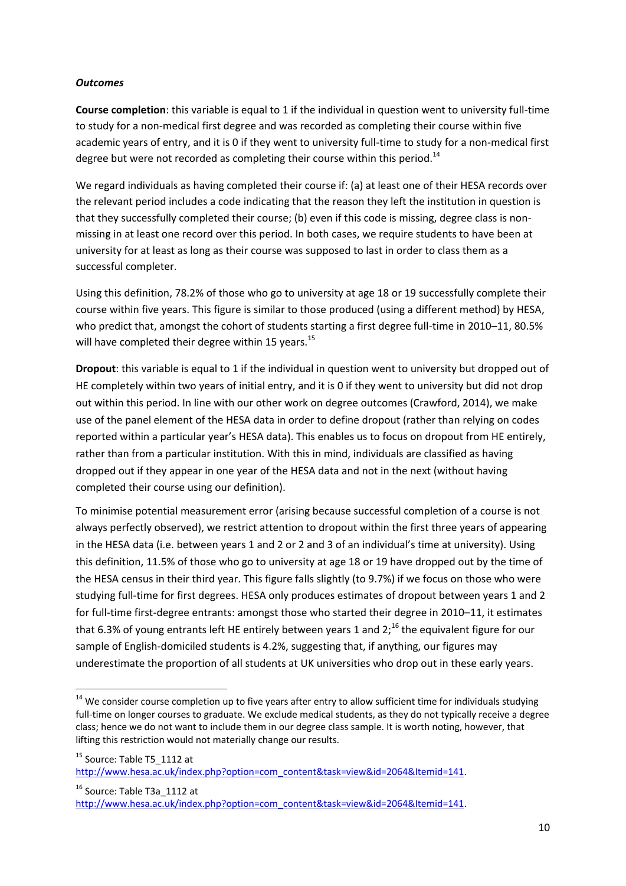***Outcomes***

**Course completion**: this variable is equal to 1 if the individual in question went to university full-time to study for a non-medical first degree and was recorded as completing their course within five academic years of entry, and it is 0 if they went to university full-time to study for a non-medical first degree but were not recorded as completing their course within this period.[14]

We regard individuals as having completed their course if: (a) at least one of their HESA records over the relevant period includes a code indicating that the reason they left the institution in question is that they successfully completed their course; (b) even if this code is missing, degree class is non-missing in at least one record over this period. In both cases, we require students to have been at university for at least as long as their course was supposed to last in order to class them as a successful completer.

Using this definition, 78.2% of those who go to university at age 18 or 19 successfully complete their course within five years. This figure is similar to those produced (using a different method) by HESA, who predict that, amongst the cohort of students starting a first degree full-time in 2010–11, 80.5% will have completed their degree within 15 years.[15]

**Dropout**: this variable is equal to 1 if the individual in question went to university but dropped out of HE completely within two years of initial entry, and it is 0 if they went to university but did not drop out within this period. In line with our other work on degree outcomes (Crawford, 2014), we make use of the panel element of the HESA data in order to define dropout (rather than relying on codes reported within a particular year's HESA data). This enables us to focus on dropout from HE entirely, rather than from a particular institution. With this in mind, individuals are classified as having dropped out if they appear in one year of the HESA data and not in the next (without having completed their course using our definition).

To minimise potential measurement error (arising because successful completion of a course is not always perfectly observed), we restrict attention to dropout within the first three years of appearing in the HESA data (i.e. between years 1 and 2 or 2 and 3 of an individual's time at university). Using this definition, 11.5% of those who go to university at age 18 or 19 have dropped out by the time of the HESA census in their third year. This figure falls slightly (to 9.7%) if we focus on those who were studying full-time for first degrees. HESA only produces estimates of dropout between years 1 and 2 for full-time first-degree entrants: amongst those who started their degree in 2010–11, it estimates that 6.3% of young entrants left HE entirely between years 1 and 2;[16] the equivalent figure for our sample of English-domiciled students is 4.2%, suggesting that, if anything, our figures may underestimate the proportion of all students at UK universities who drop out in these early years.

---

[14] We consider course completion up to five years after entry to allow sufficient time for individuals studying full-time on longer courses to graduate. We exclude medical students, as they do not typically receive a degree class; hence we do not want to include them in our degree class sample. It is worth noting, however, that lifting this restriction would not materially change our results.

[15] Source: Table T5_1112 at http://www.hesa.ac.uk/index.php?option=com_content&task=view&id=2064&Itemid=141.

[16] Source: Table T3a_1112 at http://www.hesa.ac.uk/index.php?option=com_content&task=view&id=2064&Itemid=141.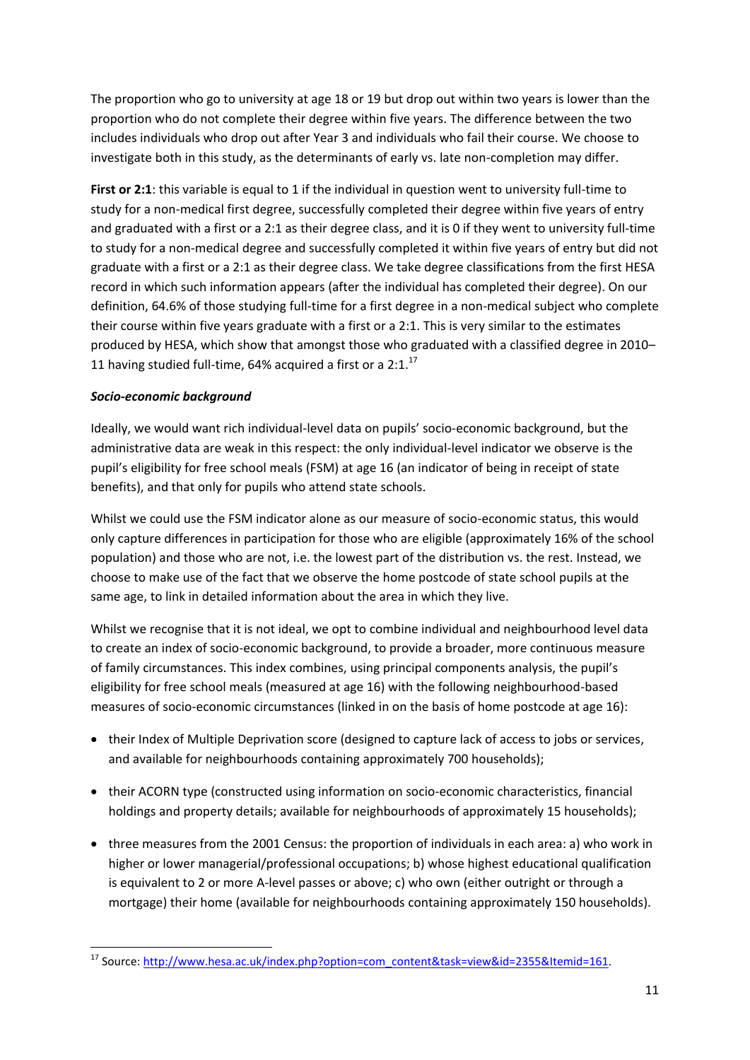The proportion who go to university at age 18 or 19 but drop out within two years is lower than the proportion who do not complete their degree within five years. The difference between the two includes individuals who drop out after Year 3 and individuals who fail their course. We choose to investigate both in this study, as the determinants of early vs. late non-completion may differ.

**First or 2:1**: this variable is equal to 1 if the individual in question went to university full-time to study for a non-medical first degree, successfully completed their degree within five years of entry and graduated with a first or a 2:1 as their degree class, and it is 0 if they went to university full-time to study for a non-medical degree and successfully completed it within five years of entry but did not graduate with a first or a 2:1 as their degree class. We take degree classifications from the first HESA record in which such information appears (after the individual has completed their degree). On our definition, 64.6% of those studying full-time for a first degree in a non-medical subject who complete their course within five years graduate with a first or a 2:1. This is very similar to the estimates produced by HESA, which show that amongst those who graduated with a classified degree in 2010–11 having studied full-time, 64% acquired a first or a 2:1.[17]

***Socio-economic background***

Ideally, we would want rich individual-level data on pupils' socio-economic background, but the administrative data are weak in this respect: the only individual-level indicator we observe is the pupil's eligibility for free school meals (FSM) at age 16 (an indicator of being in receipt of state benefits), and that only for pupils who attend state schools.

Whilst we could use the FSM indicator alone as our measure of socio-economic status, this would only capture differences in participation for those who are eligible (approximately 16% of the school population) and those who are not, i.e. the lowest part of the distribution vs. the rest. Instead, we choose to make use of the fact that we observe the home postcode of state school pupils at the same age, to link in detailed information about the area in which they live.

Whilst we recognise that it is not ideal, we opt to combine individual and neighbourhood level data to create an index of socio-economic background, to provide a broader, more continuous measure of family circumstances. This index combines, using principal components analysis, the pupil's eligibility for free school meals (measured at age 16) with the following neighbourhood-based measures of socio-economic circumstances (linked in on the basis of home postcode at age 16):

- their Index of Multiple Deprivation score (designed to capture lack of access to jobs or services, and available for neighbourhoods containing approximately 700 households);
- their ACORN type (constructed using information on socio-economic characteristics, financial holdings and property details; available for neighbourhoods of approximately 15 households);
- three measures from the 2001 Census: the proportion of individuals in each area: a) who work in higher or lower managerial/professional occupations; b) whose highest educational qualification is equivalent to 2 or more A-level passes or above; c) who own (either outright or through a mortgage) their home (available for neighbourhoods containing approximately 150 households).

---

[17] Source: http://www.hesa.ac.uk/index.php?option=com_content&task=view&id=2355&Itemid=161.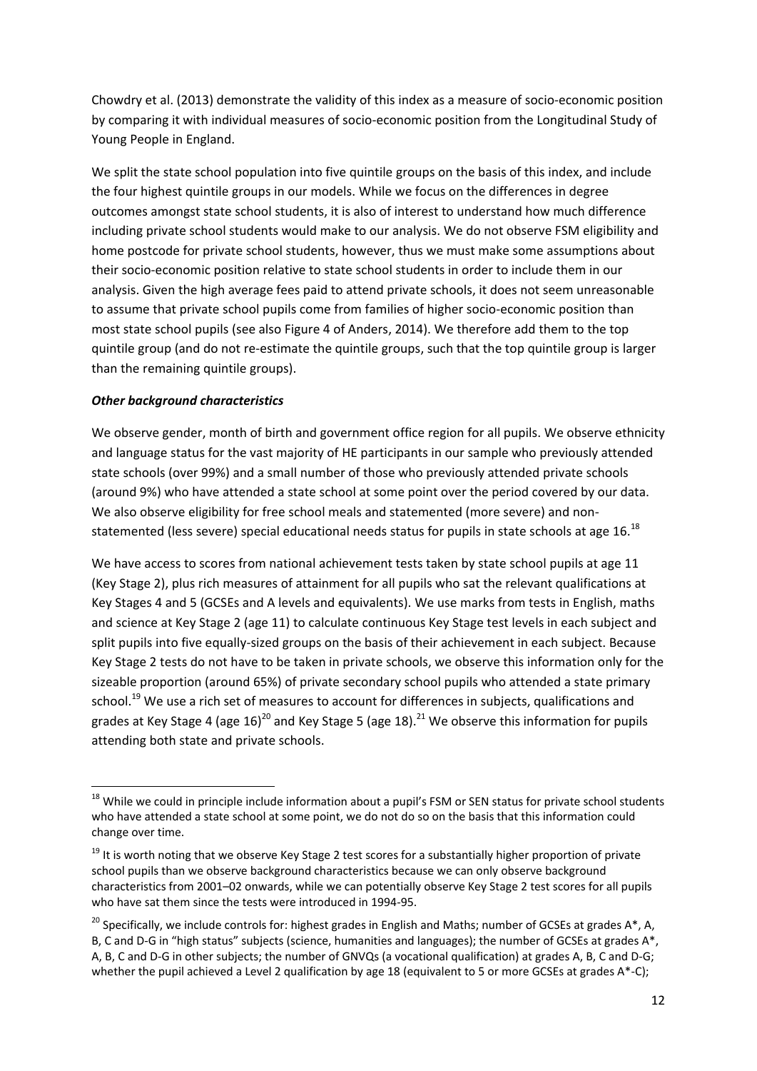Chowdry et al. (2013) demonstrate the validity of this index as a measure of socio-economic position by comparing it with individual measures of socio-economic position from the Longitudinal Study of Young People in England.

We split the state school population into five quintile groups on the basis of this index, and include the four highest quintile groups in our models. While we focus on the differences in degree outcomes amongst state school students, it is also of interest to understand how much difference including private school students would make to our analysis. We do not observe FSM eligibility and home postcode for private school students, however, thus we must make some assumptions about their socio-economic position relative to state school students in order to include them in our analysis. Given the high average fees paid to attend private schools, it does not seem unreasonable to assume that private school pupils come from families of higher socio-economic position than most state school pupils (see also Figure 4 of Anders, 2014). We therefore add them to the top quintile group (and do not re-estimate the quintile groups, such that the top quintile group is larger than the remaining quintile groups).

***Other background characteristics***

We observe gender, month of birth and government office region for all pupils. We observe ethnicity and language status for the vast majority of HE participants in our sample who previously attended state schools (over 99%) and a small number of those who previously attended private schools (around 9%) who have attended a state school at some point over the period covered by our data. We also observe eligibility for free school meals and statemented (more severe) and non-statemented (less severe) special educational needs status for pupils in state schools at age 16.[18]

We have access to scores from national achievement tests taken by state school pupils at age 11 (Key Stage 2), plus rich measures of attainment for all pupils who sat the relevant qualifications at Key Stages 4 and 5 (GCSEs and A levels and equivalents). We use marks from tests in English, maths and science at Key Stage 2 (age 11) to calculate continuous Key Stage test levels in each subject and split pupils into five equally-sized groups on the basis of their achievement in each subject. Because Key Stage 2 tests do not have to be taken in private schools, we observe this information only for the sizeable proportion (around 65%) of private secondary school pupils who attended a state primary school.[19] We use a rich set of measures to account for differences in subjects, qualifications and grades at Key Stage 4 (age 16)[20] and Key Stage 5 (age 18).[21] We observe this information for pupils attending both state and private schools.

---

[18] While we could in principle include information about a pupil's FSM or SEN status for private school students who have attended a state school at some point, we do not do so on the basis that this information could change over time.

[19] It is worth noting that we observe Key Stage 2 test scores for a substantially higher proportion of private school pupils than we observe background characteristics because we can only observe background characteristics from 2001–02 onwards, while we can potentially observe Key Stage 2 test scores for all pupils who have sat them since the tests were introduced in 1994-95.

[20] Specifically, we include controls for: highest grades in English and Maths; number of GCSEs at grades A*, A, B, C and D-G in "high status" subjects (science, humanities and languages); the number of GCSEs at grades A*, A, B, C and D-G in other subjects; the number of GNVQs (a vocational qualification) at grades A, B, C and D-G; whether the pupil achieved a Level 2 qualification by age 18 (equivalent to 5 or more GCSEs at grades A*-C);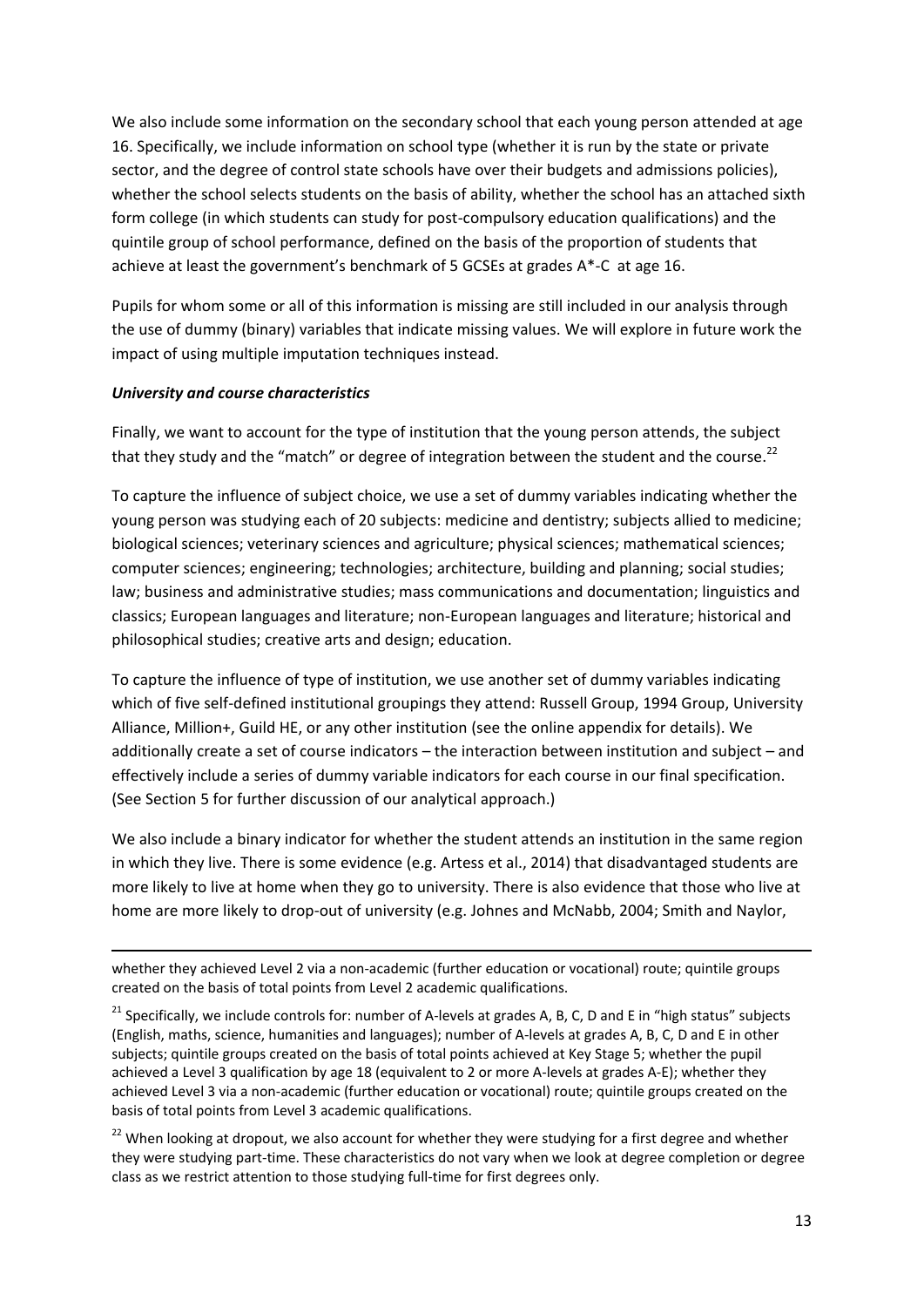We also include some information on the secondary school that each young person attended at age 16. Specifically, we include information on school type (whether it is run by the state or private sector, and the degree of control state schools have over their budgets and admissions policies), whether the school selects students on the basis of ability, whether the school has an attached sixth form college (in which students can study for post-compulsory education qualifications) and the quintile group of school performance, defined on the basis of the proportion of students that achieve at least the government's benchmark of 5 GCSEs at grades A*-C at age 16.

Pupils for whom some or all of this information is missing are still included in our analysis through the use of dummy (binary) variables that indicate missing values. We will explore in future work the impact of using multiple imputation techniques instead.

***University and course characteristics***

Finally, we want to account for the type of institution that the young person attends, the subject that they study and the "match" or degree of integration between the student and the course.[22]

To capture the influence of subject choice, we use a set of dummy variables indicating whether the young person was studying each of 20 subjects: medicine and dentistry; subjects allied to medicine; biological sciences; veterinary sciences and agriculture; physical sciences; mathematical sciences; computer sciences; engineering; technologies; architecture, building and planning; social studies; law; business and administrative studies; mass communications and documentation; linguistics and classics; European languages and literature; non-European languages and literature; historical and philosophical studies; creative arts and design; education.

To capture the influence of type of institution, we use another set of dummy variables indicating which of five self-defined institutional groupings they attend: Russell Group, 1994 Group, University Alliance, Million+, Guild HE, or any other institution (see the online appendix for details). We additionally create a set of course indicators – the interaction between institution and subject – and effectively include a series of dummy variable indicators for each course in our final specification. (See Section 5 for further discussion of our analytical approach.)

We also include a binary indicator for whether the student attends an institution in the same region in which they live. There is some evidence (e.g. Artess et al., 2014) that disadvantaged students are more likely to live at home when they go to university. There is also evidence that those who live at home are more likely to drop-out of university (e.g. Johnes and McNabb, 2004; Smith and Naylor,

---

whether they achieved Level 2 via a non-academic (further education or vocational) route; quintile groups created on the basis of total points from Level 2 academic qualifications.

[21] Specifically, we include controls for: number of A-levels at grades A, B, C, D and E in "high status" subjects (English, maths, science, humanities and languages); number of A-levels at grades A, B, C, D and E in other subjects; quintile groups created on the basis of total points achieved at Key Stage 5; whether the pupil achieved a Level 3 qualification by age 18 (equivalent to 2 or more A-levels at grades A-E); whether they achieved Level 3 via a non-academic (further education or vocational) route; quintile groups created on the basis of total points from Level 3 academic qualifications.

[22] When looking at dropout, we also account for whether they were studying for a first degree and whether they were studying part-time. These characteristics do not vary when we look at degree completion or degree class as we restrict attention to those studying full-time for first degrees only.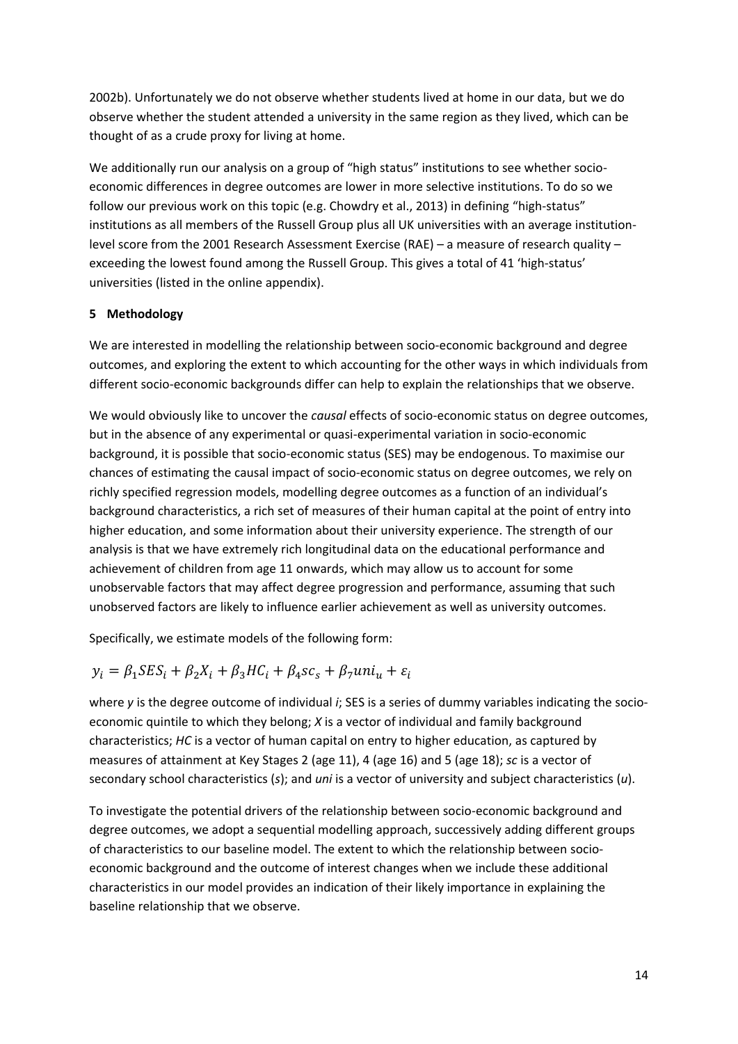2002b). Unfortunately we do not observe whether students lived at home in our data, but we do observe whether the student attended a university in the same region as they lived, which can be thought of as a crude proxy for living at home.

We additionally run our analysis on a group of "high status" institutions to see whether socio-economic differences in degree outcomes are lower in more selective institutions. To do so we follow our previous work on this topic (e.g. Chowdry et al., 2013) in defining "high-status" institutions as all members of the Russell Group plus all UK universities with an average institution-level score from the 2001 Research Assessment Exercise (RAE) – a measure of research quality – exceeding the lowest found among the Russell Group. This gives a total of 41 'high-status' universities (listed in the online appendix).

## 5 Methodology

We are interested in modelling the relationship between socio-economic background and degree outcomes, and exploring the extent to which accounting for the other ways in which individuals from different socio-economic backgrounds differ can help to explain the relationships that we observe.

We would obviously like to uncover the *causal* effects of socio-economic status on degree outcomes, but in the absence of any experimental or quasi-experimental variation in socio-economic background, it is possible that socio-economic status (SES) may be endogenous. To maximise our chances of estimating the causal impact of socio-economic status on degree outcomes, we rely on richly specified regression models, modelling degree outcomes as a function of an individual's background characteristics, a rich set of measures of their human capital at the point of entry into higher education, and some information about their university experience. The strength of our analysis is that we have extremely rich longitudinal data on the educational performance and achievement of children from age 11 onwards, which may allow us to account for some unobservable factors that may affect degree progression and performance, assuming that such unobserved factors are likely to influence earlier achievement as well as university outcomes.

Specifically, we estimate models of the following form:

$$y_i = \beta_1 SES_i + \beta_2 X_i + \beta_3 HC_i + \beta_4 sc_s + \beta_7 uni_u + \varepsilon_i$$

where *y* is the degree outcome of individual *i*; SES is a series of dummy variables indicating the socio-economic quintile to which they belong; *X* is a vector of individual and family background characteristics; *HC* is a vector of human capital on entry to higher education, as captured by measures of attainment at Key Stages 2 (age 11), 4 (age 16) and 5 (age 18); *sc* is a vector of secondary school characteristics (*s*); and *uni* is a vector of university and subject characteristics (*u*).

To investigate the potential drivers of the relationship between socio-economic background and degree outcomes, we adopt a sequential modelling approach, successively adding different groups of characteristics to our baseline model. The extent to which the relationship between socio-economic background and the outcome of interest changes when we include these additional characteristics in our model provides an indication of their likely importance in explaining the baseline relationship that we observe.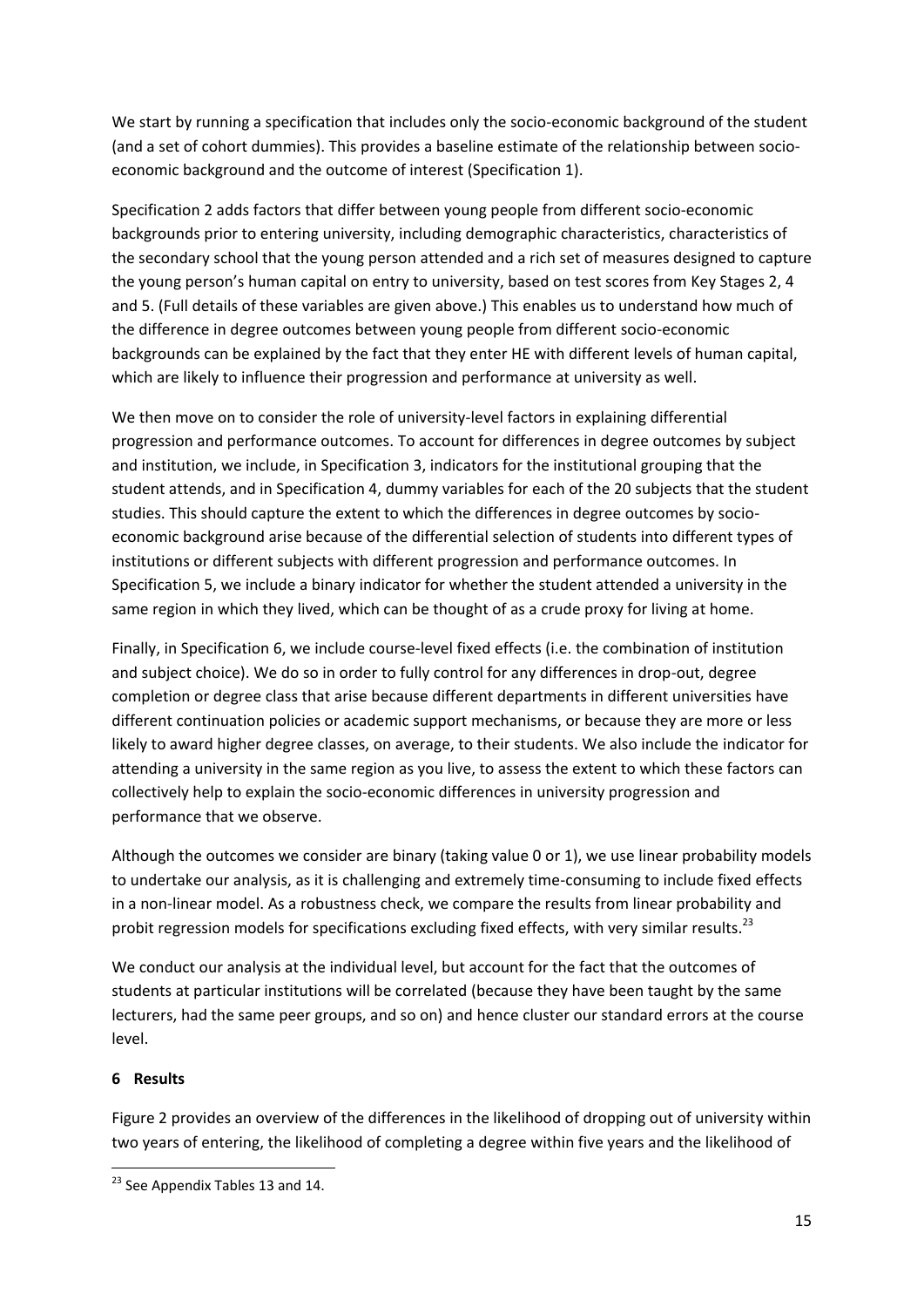We start by running a specification that includes only the socio-economic background of the student (and a set of cohort dummies). This provides a baseline estimate of the relationship between socio-economic background and the outcome of interest (Specification 1).

Specification 2 adds factors that differ between young people from different socio-economic backgrounds prior to entering university, including demographic characteristics, characteristics of the secondary school that the young person attended and a rich set of measures designed to capture the young person's human capital on entry to university, based on test scores from Key Stages 2, 4 and 5. (Full details of these variables are given above.) This enables us to understand how much of the difference in degree outcomes between young people from different socio-economic backgrounds can be explained by the fact that they enter HE with different levels of human capital, which are likely to influence their progression and performance at university as well.

We then move on to consider the role of university-level factors in explaining differential progression and performance outcomes. To account for differences in degree outcomes by subject and institution, we include, in Specification 3, indicators for the institutional grouping that the student attends, and in Specification 4, dummy variables for each of the 20 subjects that the student studies. This should capture the extent to which the differences in degree outcomes by socio-economic background arise because of the differential selection of students into different types of institutions or different subjects with different progression and performance outcomes. In Specification 5, we include a binary indicator for whether the student attended a university in the same region in which they lived, which can be thought of as a crude proxy for living at home.

Finally, in Specification 6, we include course-level fixed effects (i.e. the combination of institution and subject choice). We do so in order to fully control for any differences in drop-out, degree completion or degree class that arise because different departments in different universities have different continuation policies or academic support mechanisms, or because they are more or less likely to award higher degree classes, on average, to their students. We also include the indicator for attending a university in the same region as you live, to assess the extent to which these factors can collectively help to explain the socio-economic differences in university progression and performance that we observe.

Although the outcomes we consider are binary (taking value 0 or 1), we use linear probability models to undertake our analysis, as it is challenging and extremely time-consuming to include fixed effects in a non-linear model. As a robustness check, we compare the results from linear probability and probit regression models for specifications excluding fixed effects, with very similar results.[23]

We conduct our analysis at the individual level, but account for the fact that the outcomes of students at particular institutions will be correlated (because they have been taught by the same lecturers, had the same peer groups, and so on) and hence cluster our standard errors at the course level.

## 6 Results

Figure 2 provides an overview of the differences in the likelihood of dropping out of university within two years of entering, the likelihood of completing a degree within five years and the likelihood of

[23] See Appendix Tables 13 and 14.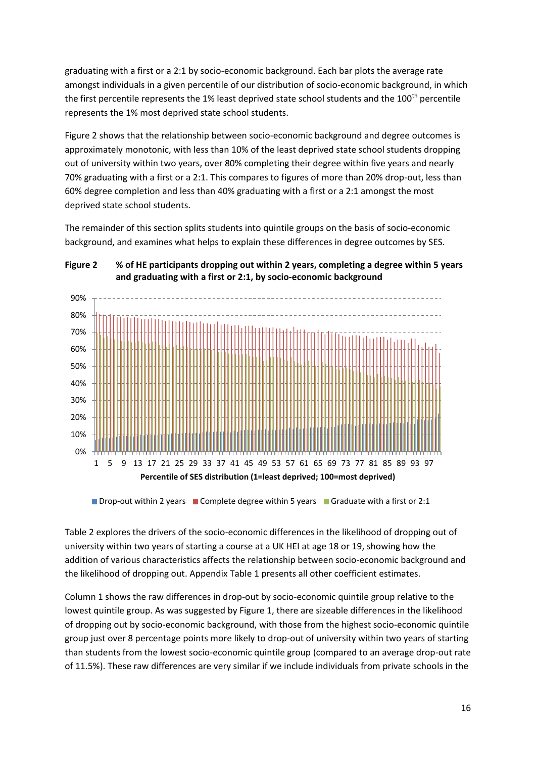graduating with a first or a 2:1 by socio-economic background. Each bar plots the average rate amongst individuals in a given percentile of our distribution of socio-economic background, in which the first percentile represents the 1% least deprived state school students and the 100th percentile represents the 1% most deprived state school students.

Figure 2 shows that the relationship between socio-economic background and degree outcomes is approximately monotonic, with less than 10% of the least deprived state school students dropping out of university within two years, over 80% completing their degree within five years and nearly 70% graduating with a first or a 2:1. This compares to figures of more than 20% drop-out, less than 60% degree completion and less than 40% graduating with a first or a 2:1 amongst the most deprived state school students.

The remainder of this section splits students into quintile groups on the basis of socio-economic background, and examines what helps to explain these differences in degree outcomes by SES.

**Figure 2 % of HE participants dropping out within 2 years, completing a degree within 5 years and graduating with a first or 2:1, by socio-economic background**

Table 2 explores the drivers of the socio-economic differences in the likelihood of dropping out of university within two years of starting a course at a UK HEI at age 18 or 19, showing how the addition of various characteristics affects the relationship between socio-economic background and the likelihood of dropping out. Appendix Table 1 presents all other coefficient estimates.

Column 1 shows the raw differences in drop-out by socio-economic quintile group relative to the lowest quintile group. As was suggested by Figure 1, there are sizeable differences in the likelihood of dropping out by socio-economic background, with those from the highest socio-economic quintile group just over 8 percentage points more likely to drop-out of university within two years of starting than students from the lowest socio-economic quintile group (compared to an average drop-out rate of 11.5%). These raw differences are very similar if we include individuals from private schools in the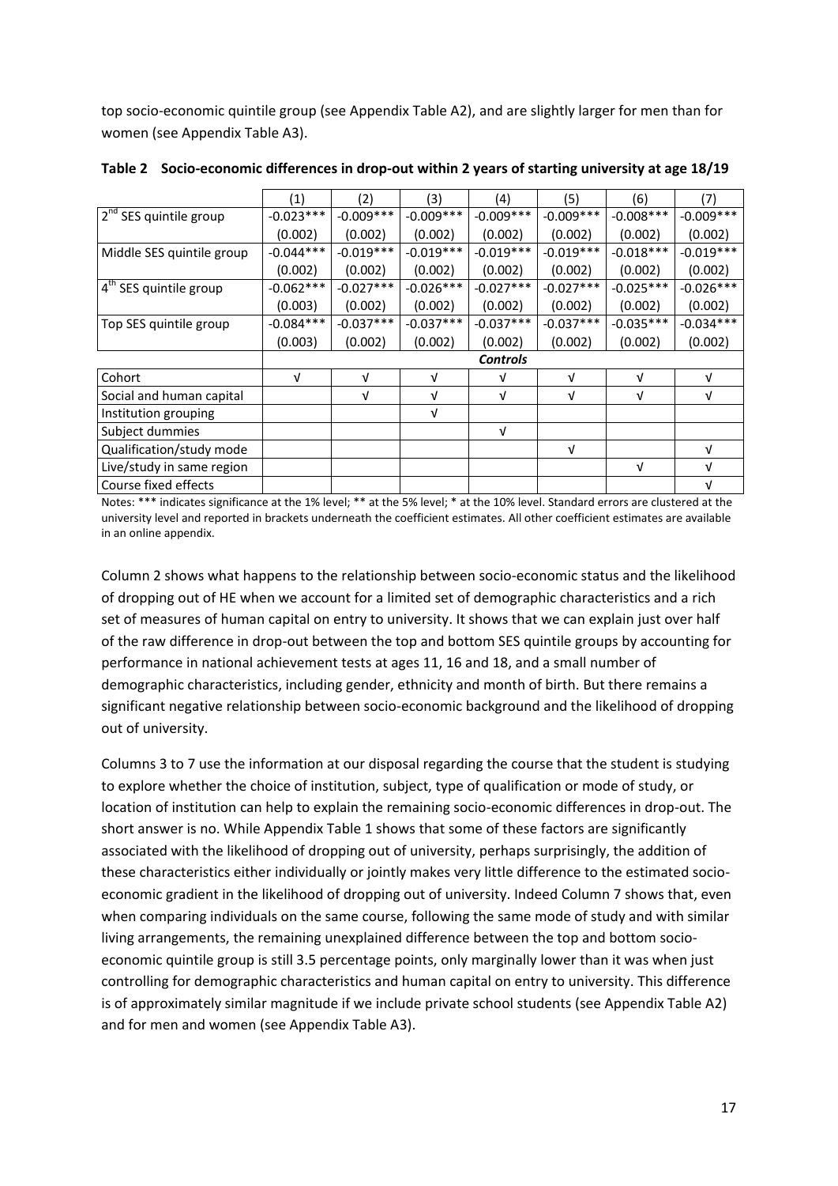top socio-economic quintile group (see Appendix Table A2), and are slightly larger for men than for women (see Appendix Table A3).

**Table 2 Socio-economic differences in drop-out within 2 years of starting university at age 18/19**

| | (1) | (2) | (3) | (4) | (5) | (6) | (7) |
|---|---|---|---|---|---|---|---|
| 2nd SES quintile group | -0.023*** | -0.009*** | -0.009*** | -0.009*** | -0.009*** | -0.008*** | -0.009*** |
| | (0.002) | (0.002) | (0.002) | (0.002) | (0.002) | (0.002) | (0.002) |
| Middle SES quintile group | -0.044*** | -0.019*** | -0.019*** | -0.019*** | -0.019*** | -0.018*** | -0.019*** |
| | (0.002) | (0.002) | (0.002) | (0.002) | (0.002) | (0.002) | (0.002) |
| 4th SES quintile group | -0.062*** | -0.027*** | -0.026*** | -0.027*** | -0.027*** | -0.025*** | -0.026*** |
| | (0.003) | (0.002) | (0.002) | (0.002) | (0.002) | (0.002) | (0.002) |
| Top SES quintile group | -0.084*** | -0.037*** | -0.037*** | -0.037*** | -0.037*** | -0.035*** | -0.034*** |
| | (0.003) | (0.002) | (0.002) | (0.002) | (0.002) | (0.002) | (0.002) |
| | | | | ***Controls*** | | | |
| Cohort | √ | √ | √ | √ | √ | √ | √ |
| Social and human capital | | √ | √ | √ | √ | √ | √ |
| Institution grouping | | | √ | | | | |
| Subject dummies | | | | √ | | | |
| Qualification/study mode | | | | | √ | | √ |
| Live/study in same region | | | | | | √ | √ |
| Course fixed effects | | | | | | | √ |

Notes: *** indicates significance at the 1% level; ** at the 5% level; * at the 10% level. Standard errors are clustered at the university level and reported in brackets underneath the coefficient estimates. All other coefficient estimates are available in an online appendix.

Column 2 shows what happens to the relationship between socio-economic status and the likelihood of dropping out of HE when we account for a limited set of demographic characteristics and a rich set of measures of human capital on entry to university. It shows that we can explain just over half of the raw difference in drop-out between the top and bottom SES quintile groups by accounting for performance in national achievement tests at ages 11, 16 and 18, and a small number of demographic characteristics, including gender, ethnicity and month of birth. But there remains a significant negative relationship between socio-economic background and the likelihood of dropping out of university.

Columns 3 to 7 use the information at our disposal regarding the course that the student is studying to explore whether the choice of institution, subject, type of qualification or mode of study, or location of institution can help to explain the remaining socio-economic differences in drop-out. The short answer is no. While Appendix Table 1 shows that some of these factors are significantly associated with the likelihood of dropping out of university, perhaps surprisingly, the addition of these characteristics either individually or jointly makes very little difference to the estimated socio-economic gradient in the likelihood of dropping out of university. Indeed Column 7 shows that, even when comparing individuals on the same course, following the same mode of study and with similar living arrangements, the remaining unexplained difference between the top and bottom socio-economic quintile group is still 3.5 percentage points, only marginally lower than it was when just controlling for demographic characteristics and human capital on entry to university. This difference is of approximately similar magnitude if we include private school students (see Appendix Table A2) and for men and women (see Appendix Table A3).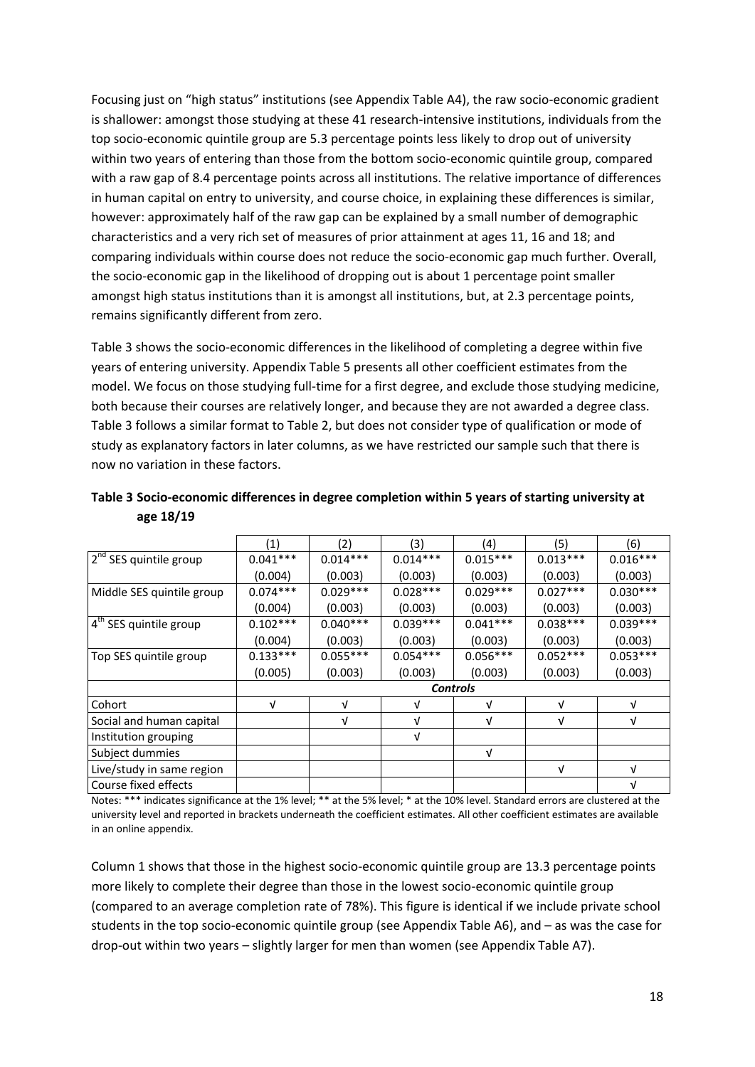Focusing just on "high status" institutions (see Appendix Table A4), the raw socio-economic gradient is shallower: amongst those studying at these 41 research-intensive institutions, individuals from the top socio-economic quintile group are 5.3 percentage points less likely to drop out of university within two years of entering than those from the bottom socio-economic quintile group, compared with a raw gap of 8.4 percentage points across all institutions. The relative importance of differences in human capital on entry to university, and course choice, in explaining these differences is similar, however: approximately half of the raw gap can be explained by a small number of demographic characteristics and a very rich set of measures of prior attainment at ages 11, 16 and 18; and comparing individuals within course does not reduce the socio-economic gap much further. Overall, the socio-economic gap in the likelihood of dropping out is about 1 percentage point smaller amongst high status institutions than it is amongst all institutions, but, at 2.3 percentage points, remains significantly different from zero.

Table 3 shows the socio-economic differences in the likelihood of completing a degree within five years of entering university. Appendix Table 5 presents all other coefficient estimates from the model. We focus on those studying full-time for a first degree, and exclude those studying medicine, both because their courses are relatively longer, and because they are not awarded a degree class. Table 3 follows a similar format to Table 2, but does not consider type of qualification or mode of study as explanatory factors in later columns, as we have restricted our sample such that there is now no variation in these factors.

**Table 3 Socio-economic differences in degree completion within 5 years of starting university at age 18/19**

| | (1) | (2) | (3) | (4) | (5) | (6) |
|---|---|---|---|---|---|---|
| 2nd SES quintile group | 0.041*** | 0.014*** | 0.014*** | 0.015*** | 0.013*** | 0.016*** |
| | (0.004) | (0.003) | (0.003) | (0.003) | (0.003) | (0.003) |
| Middle SES quintile group | 0.074*** | 0.029*** | 0.028*** | 0.029*** | 0.027*** | 0.030*** |
| | (0.004) | (0.003) | (0.003) | (0.003) | (0.003) | (0.003) |
| 4th SES quintile group | 0.102*** | 0.040*** | 0.039*** | 0.041*** | 0.038*** | 0.039*** |
| | (0.004) | (0.003) | (0.003) | (0.003) | (0.003) | (0.003) |
| Top SES quintile group | 0.133*** | 0.055*** | 0.054*** | 0.056*** | 0.052*** | 0.053*** |
| | (0.005) | (0.003) | (0.003) | (0.003) | (0.003) | (0.003) |
| | ***Controls*** | | | | | |
| Cohort | √ | √ | √ | √ | √ | √ |
| Social and human capital | | √ | √ | √ | √ | √ |
| Institution grouping | | | √ | | | |
| Subject dummies | | | | √ | | |
| Live/study in same region | | | | | √ | √ |
| Course fixed effects | | | | | | √ |

Notes: *** indicates significance at the 1% level; ** at the 5% level; * at the 10% level. Standard errors are clustered at the university level and reported in brackets underneath the coefficient estimates. All other coefficient estimates are available in an online appendix.

Column 1 shows that those in the highest socio-economic quintile group are 13.3 percentage points more likely to complete their degree than those in the lowest socio-economic quintile group (compared to an average completion rate of 78%). This figure is identical if we include private school students in the top socio-economic quintile group (see Appendix Table A6), and – as was the case for drop-out within two years – slightly larger for men than women (see Appendix Table A7).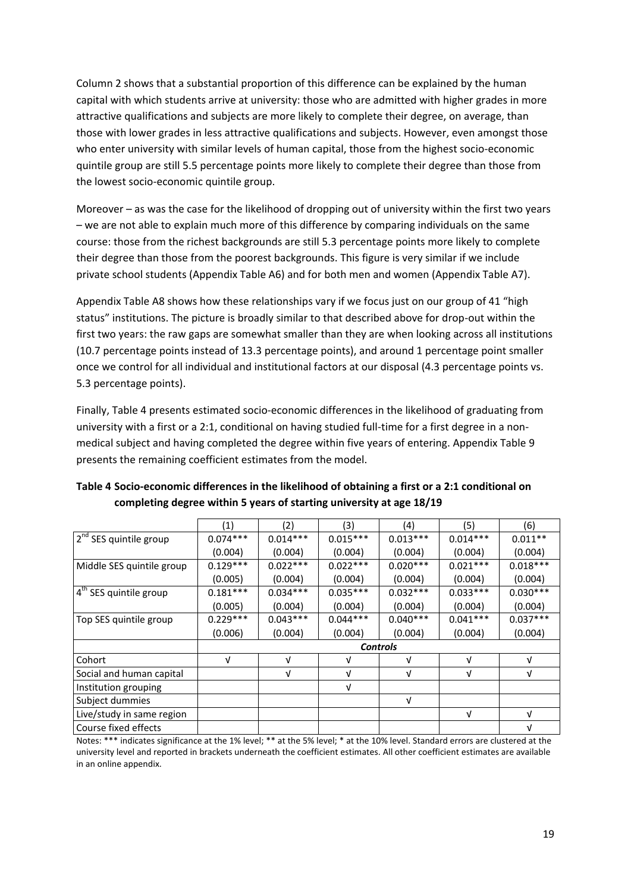Column 2 shows that a substantial proportion of this difference can be explained by the human capital with which students arrive at university: those who are admitted with higher grades in more attractive qualifications and subjects are more likely to complete their degree, on average, than those with lower grades in less attractive qualifications and subjects. However, even amongst those who enter university with similar levels of human capital, those from the highest socio-economic quintile group are still 5.5 percentage points more likely to complete their degree than those from the lowest socio-economic quintile group.

Moreover – as was the case for the likelihood of dropping out of university within the first two years – we are not able to explain much more of this difference by comparing individuals on the same course: those from the richest backgrounds are still 5.3 percentage points more likely to complete their degree than those from the poorest backgrounds. This figure is very similar if we include private school students (Appendix Table A6) and for both men and women (Appendix Table A7).

Appendix Table A8 shows how these relationships vary if we focus just on our group of 41 "high status" institutions. The picture is broadly similar to that described above for drop-out within the first two years: the raw gaps are somewhat smaller than they are when looking across all institutions (10.7 percentage points instead of 13.3 percentage points), and around 1 percentage point smaller once we control for all individual and institutional factors at our disposal (4.3 percentage points vs. 5.3 percentage points).

Finally, Table 4 presents estimated socio-economic differences in the likelihood of graduating from university with a first or a 2:1, conditional on having studied full-time for a first degree in a non-medical subject and having completed the degree within five years of entering. Appendix Table 9 presents the remaining coefficient estimates from the model.

**Table 4 Socio-economic differences in the likelihood of obtaining a first or a 2:1 conditional on completing degree within 5 years of starting university at age 18/19**

| | (1) | (2) | (3) | (4) | (5) | (6) |
|---|---|---|---|---|---|---|
| 2nd SES quintile group | 0.074*** | 0.014*** | 0.015*** | 0.013*** | 0.014*** | 0.011** |
| | (0.004) | (0.004) | (0.004) | (0.004) | (0.004) | (0.004) |
| Middle SES quintile group | 0.129*** | 0.022*** | 0.022*** | 0.020*** | 0.021*** | 0.018*** |
| | (0.005) | (0.004) | (0.004) | (0.004) | (0.004) | (0.004) |
| 4th SES quintile group | 0.181*** | 0.034*** | 0.035*** | 0.032*** | 0.033*** | 0.030*** |
| | (0.005) | (0.004) | (0.004) | (0.004) | (0.004) | (0.004) |
| Top SES quintile group | 0.229*** | 0.043*** | 0.044*** | 0.040*** | 0.041*** | 0.037*** |
| | (0.006) | (0.004) | (0.004) | (0.004) | (0.004) | (0.004) |
| | ***Controls*** | | | | | |
| Cohort | √ | √ | √ | √ | √ | √ |
| Social and human capital | | √ | √ | √ | √ | √ |
| Institution grouping | | | √ | | | |
| Subject dummies | | | | √ | | |
| Live/study in same region | | | | | √ | √ |
| Course fixed effects | | | | | | √ |

Notes: *** indicates significance at the 1% level; ** at the 5% level; * at the 10% level. Standard errors are clustered at the university level and reported in brackets underneath the coefficient estimates. All other coefficient estimates are available in an online appendix.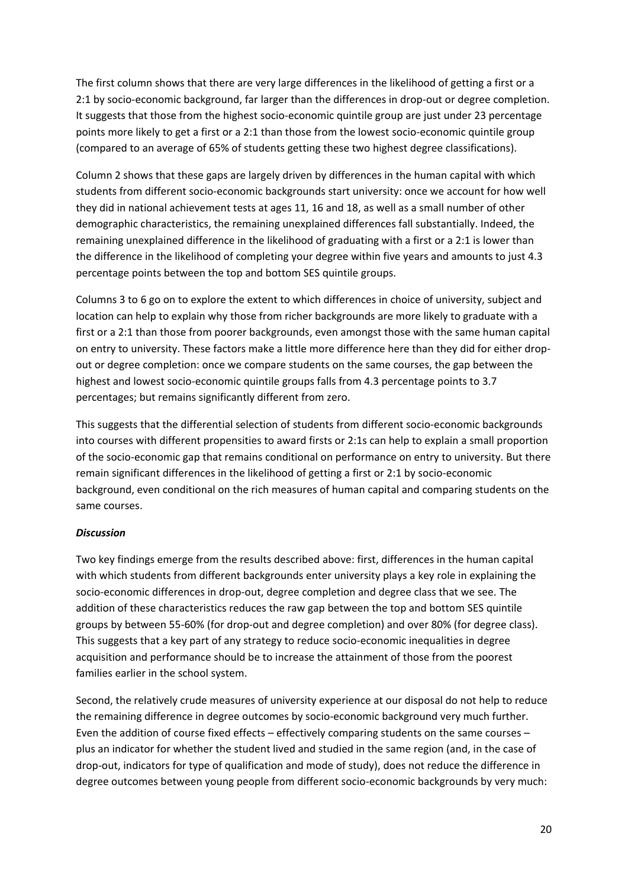The first column shows that there are very large differences in the likelihood of getting a first or a 2:1 by socio-economic background, far larger than the differences in drop-out or degree completion. It suggests that those from the highest socio-economic quintile group are just under 23 percentage points more likely to get a first or a 2:1 than those from the lowest socio-economic quintile group (compared to an average of 65% of students getting these two highest degree classifications).

Column 2 shows that these gaps are largely driven by differences in the human capital with which students from different socio-economic backgrounds start university: once we account for how well they did in national achievement tests at ages 11, 16 and 18, as well as a small number of other demographic characteristics, the remaining unexplained differences fall substantially. Indeed, the remaining unexplained difference in the likelihood of graduating with a first or a 2:1 is lower than the difference in the likelihood of completing your degree within five years and amounts to just 4.3 percentage points between the top and bottom SES quintile groups.

Columns 3 to 6 go on to explore the extent to which differences in choice of university, subject and location can help to explain why those from richer backgrounds are more likely to graduate with a first or a 2:1 than those from poorer backgrounds, even amongst those with the same human capital on entry to university. These factors make a little more difference here than they did for either drop-out or degree completion: once we compare students on the same courses, the gap between the highest and lowest socio-economic quintile groups falls from 4.3 percentage points to 3.7 percentages; but remains significantly different from zero.

This suggests that the differential selection of students from different socio-economic backgrounds into courses with different propensities to award firsts or 2:1s can help to explain a small proportion of the socio-economic gap that remains conditional on performance on entry to university. But there remain significant differences in the likelihood of getting a first or 2:1 by socio-economic background, even conditional on the rich measures of human capital and comparing students on the same courses.

***Discussion***

Two key findings emerge from the results described above: first, differences in the human capital with which students from different backgrounds enter university plays a key role in explaining the socio-economic differences in drop-out, degree completion and degree class that we see. The addition of these characteristics reduces the raw gap between the top and bottom SES quintile groups by between 55-60% (for drop-out and degree completion) and over 80% (for degree class). This suggests that a key part of any strategy to reduce socio-economic inequalities in degree acquisition and performance should be to increase the attainment of those from the poorest families earlier in the school system.

Second, the relatively crude measures of university experience at our disposal do not help to reduce the remaining difference in degree outcomes by socio-economic background very much further. Even the addition of course fixed effects – effectively comparing students on the same courses – plus an indicator for whether the student lived and studied in the same region (and, in the case of drop-out, indicators for type of qualification and mode of study), does not reduce the difference in degree outcomes between young people from different socio-economic backgrounds by very much: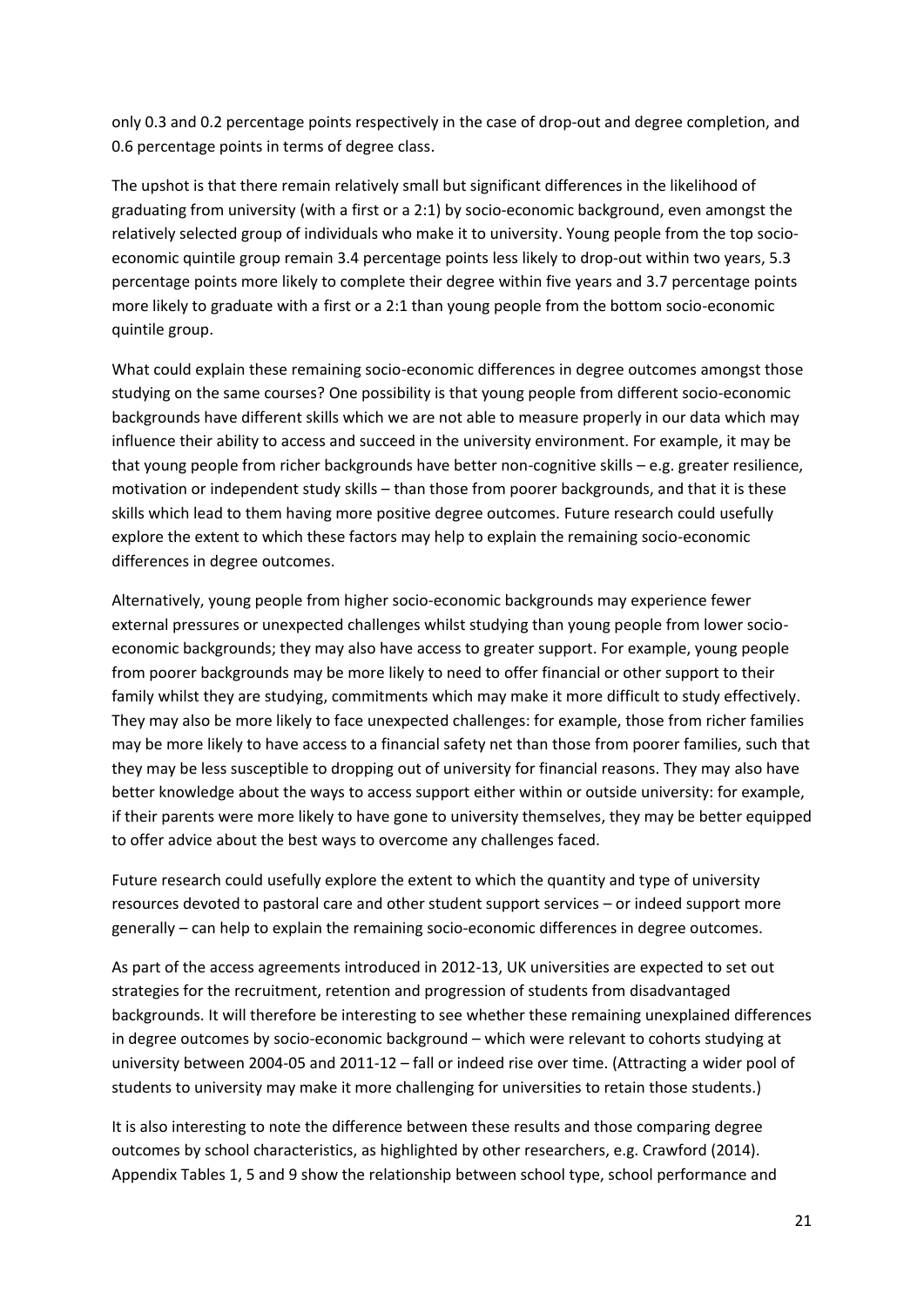only 0.3 and 0.2 percentage points respectively in the case of drop-out and degree completion, and 0.6 percentage points in terms of degree class.

The upshot is that there remain relatively small but significant differences in the likelihood of graduating from university (with a first or a 2:1) by socio-economic background, even amongst the relatively selected group of individuals who make it to university. Young people from the top socio-economic quintile group remain 3.4 percentage points less likely to drop-out within two years, 5.3 percentage points more likely to complete their degree within five years and 3.7 percentage points more likely to graduate with a first or a 2:1 than young people from the bottom socio-economic quintile group.

What could explain these remaining socio-economic differences in degree outcomes amongst those studying on the same courses? One possibility is that young people from different socio-economic backgrounds have different skills which we are not able to measure properly in our data which may influence their ability to access and succeed in the university environment. For example, it may be that young people from richer backgrounds have better non-cognitive skills – e.g. greater resilience, motivation or independent study skills – than those from poorer backgrounds, and that it is these skills which lead to them having more positive degree outcomes. Future research could usefully explore the extent to which these factors may help to explain the remaining socio-economic differences in degree outcomes.

Alternatively, young people from higher socio-economic backgrounds may experience fewer external pressures or unexpected challenges whilst studying than young people from lower socio-economic backgrounds; they may also have access to greater support. For example, young people from poorer backgrounds may be more likely to need to offer financial or other support to their family whilst they are studying, commitments which may make it more difficult to study effectively. They may also be more likely to face unexpected challenges: for example, those from richer families may be more likely to have access to a financial safety net than those from poorer families, such that they may be less susceptible to dropping out of university for financial reasons. They may also have better knowledge about the ways to access support either within or outside university: for example, if their parents were more likely to have gone to university themselves, they may be better equipped to offer advice about the best ways to overcome any challenges faced.

Future research could usefully explore the extent to which the quantity and type of university resources devoted to pastoral care and other student support services – or indeed support more generally – can help to explain the remaining socio-economic differences in degree outcomes.

As part of the access agreements introduced in 2012-13, UK universities are expected to set out strategies for the recruitment, retention and progression of students from disadvantaged backgrounds. It will therefore be interesting to see whether these remaining unexplained differences in degree outcomes by socio-economic background – which were relevant to cohorts studying at university between 2004-05 and 2011-12 – fall or indeed rise over time. (Attracting a wider pool of students to university may make it more challenging for universities to retain those students.)

It is also interesting to note the difference between these results and those comparing degree outcomes by school characteristics, as highlighted by other researchers, e.g. Crawford (2014). Appendix Tables 1, 5 and 9 show the relationship between school type, school performance and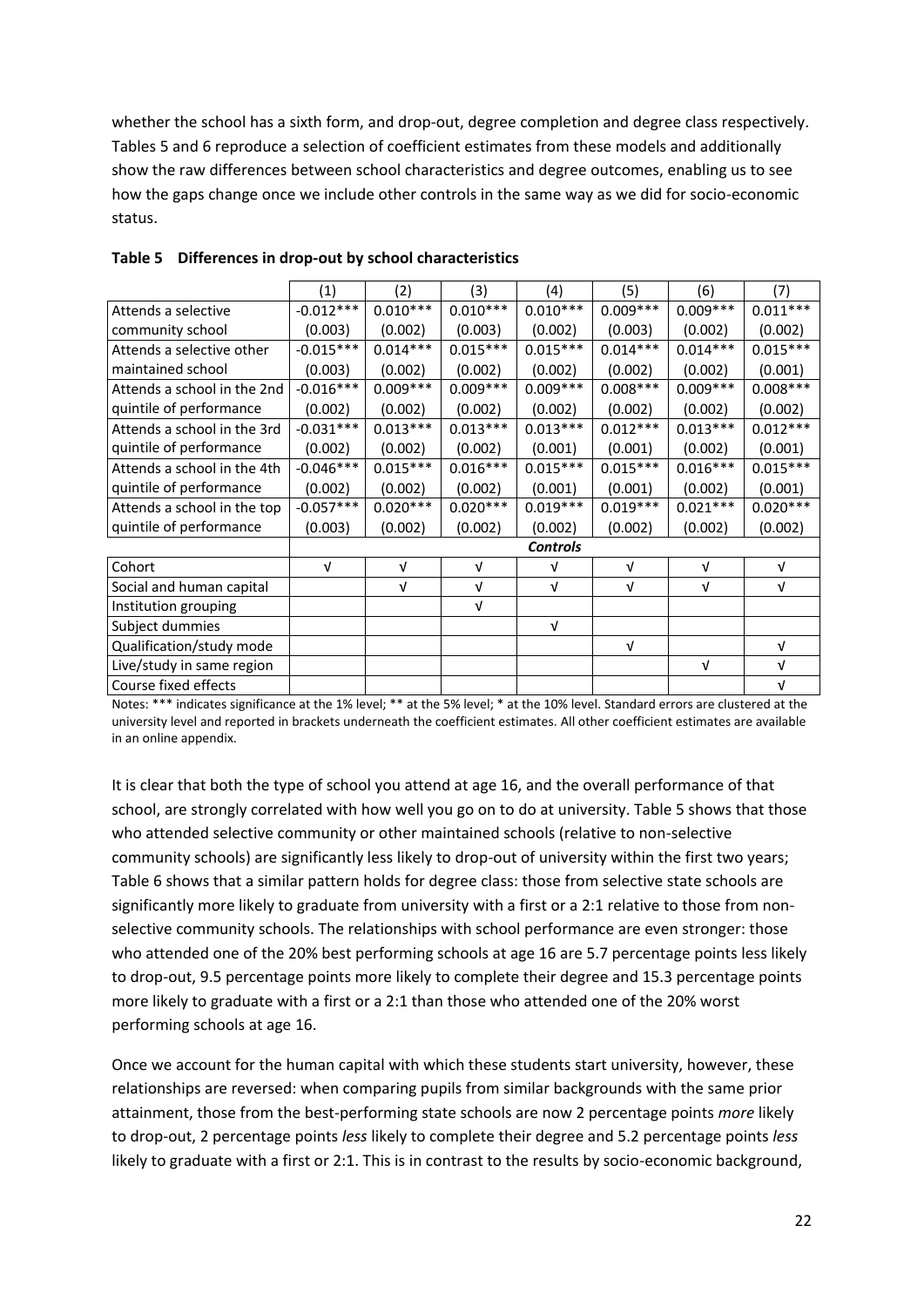whether the school has a sixth form, and drop-out, degree completion and degree class respectively. Tables 5 and 6 reproduce a selection of coefficient estimates from these models and additionally show the raw differences between school characteristics and degree outcomes, enabling us to see how the gaps change once we include other controls in the same way as we did for socio-economic status.

**Table 5 Differences in drop-out by school characteristics**

| | (1) | (2) | (3) | (4) | (5) | (6) | (7) |
|---|---|---|---|---|---|---|---|
| Attends a selective community school | -0.012*** (0.003) | 0.010*** (0.002) | 0.010*** (0.003) | 0.010*** (0.002) | 0.009*** (0.003) | 0.009*** (0.002) | 0.011*** (0.002) |
| Attends a selective other maintained school | -0.015*** (0.003) | 0.014*** (0.002) | 0.015*** (0.002) | 0.015*** (0.002) | 0.014*** (0.002) | 0.014*** (0.002) | 0.015*** (0.001) |
| Attends a school in the 2nd quintile of performance | -0.016*** (0.002) | 0.009*** (0.002) | 0.009*** (0.002) | 0.009*** (0.002) | 0.008*** (0.002) | 0.009*** (0.002) | 0.008*** (0.002) |
| Attends a school in the 3rd quintile of performance | -0.031*** (0.002) | 0.013*** (0.002) | 0.013*** (0.002) | 0.013*** (0.001) | 0.012*** (0.001) | 0.013*** (0.002) | 0.012*** (0.001) |
| Attends a school in the 4th quintile of performance | -0.046*** (0.002) | 0.015*** (0.002) | 0.016*** (0.002) | 0.015*** (0.001) | 0.015*** (0.001) | 0.016*** (0.002) | 0.015*** (0.001) |
| Attends a school in the top quintile of performance | -0.057*** (0.003) | 0.020*** (0.002) | 0.020*** (0.002) | 0.019*** (0.002) | 0.019*** (0.002) | 0.021*** (0.002) | 0.020*** (0.002) |
| | ***Controls*** | | | | | | |
| Cohort | √ | √ | √ | √ | √ | √ | √ |
| Social and human capital | | √ | √ | √ | √ | √ | √ |
| Institution grouping | | | √ | | | | |
| Subject dummies | | | | √ | | | |
| Qualification/study mode | | | | | √ | | √ |
| Live/study in same region | | | | | | √ | √ |
| Course fixed effects | | | | | | | √ |

Notes: *** indicates significance at the 1% level; ** at the 5% level; * at the 10% level. Standard errors are clustered at the university level and reported in brackets underneath the coefficient estimates. All other coefficient estimates are available in an online appendix.

It is clear that both the type of school you attend at age 16, and the overall performance of that school, are strongly correlated with how well you go on to do at university. Table 5 shows that those who attended selective community or other maintained schools (relative to non-selective community schools) are significantly less likely to drop-out of university within the first two years; Table 6 shows that a similar pattern holds for degree class: those from selective state schools are significantly more likely to graduate from university with a first or a 2:1 relative to those from non-selective community schools. The relationships with school performance are even stronger: those who attended one of the 20% best performing schools at age 16 are 5.7 percentage points less likely to drop-out, 9.5 percentage points more likely to complete their degree and 15.3 percentage points more likely to graduate with a first or a 2:1 than those who attended one of the 20% worst performing schools at age 16.

Once we account for the human capital with which these students start university, however, these relationships are reversed: when comparing pupils from similar backgrounds with the same prior attainment, those from the best-performing state schools are now 2 percentage points *more* likely to drop-out, 2 percentage points *less* likely to complete their degree and 5.2 percentage points *less* likely to graduate with a first or 2:1. This is in contrast to the results by socio-economic background,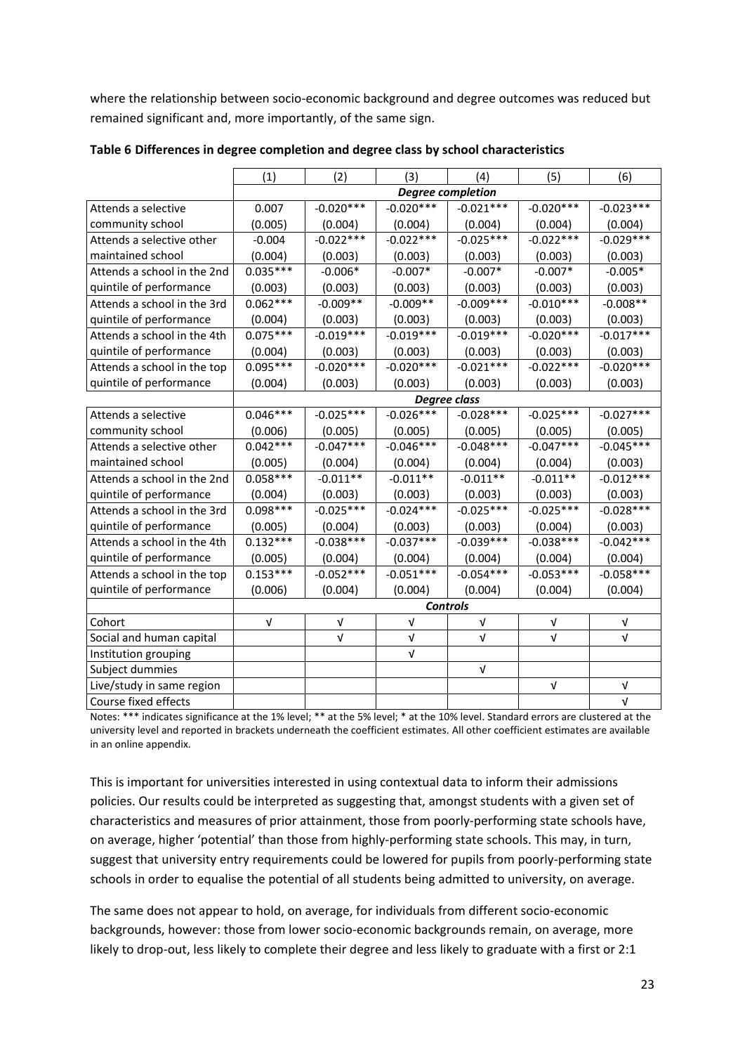where the relationship between socio-economic background and degree outcomes was reduced but remained significant and, more importantly, of the same sign.

**Table 6 Differences in degree completion and degree class by school characteristics**

| | (1) | (2) | (3) | (4) | (5) | (6) |
|---|---|---|---|---|---|---|
| | ***Degree completion*** | | | | | |
| Attends a selective community school | 0.007 | -0.020*** | -0.020*** | -0.021*** | -0.020*** | -0.023*** |
| | (0.005) | (0.004) | (0.004) | (0.004) | (0.004) | (0.004) |
| Attends a selective other maintained school | -0.004 | -0.022*** | -0.022*** | -0.025*** | -0.022*** | -0.029*** |
| | (0.004) | (0.003) | (0.003) | (0.003) | (0.003) | (0.003) |
| Attends a school in the 2nd quintile of performance | 0.035*** | -0.006* | -0.007* | -0.007* | -0.007* | -0.005* |
| | (0.003) | (0.003) | (0.003) | (0.003) | (0.003) | (0.003) |
| Attends a school in the 3rd quintile of performance | 0.062*** | -0.009** | -0.009** | -0.009*** | -0.010*** | -0.008** |
| | (0.004) | (0.003) | (0.003) | (0.003) | (0.003) | (0.003) |
| Attends a school in the 4th quintile of performance | 0.075*** | -0.019*** | -0.019*** | -0.019*** | -0.020*** | -0.017*** |
| | (0.004) | (0.003) | (0.003) | (0.003) | (0.003) | (0.003) |
| Attends a school in the top quintile of performance | 0.095*** | -0.020*** | -0.020*** | -0.021*** | -0.022*** | -0.020*** |
| | (0.004) | (0.003) | (0.003) | (0.003) | (0.003) | (0.003) |
| | ***Degree class*** | | | | | |
| Attends a selective community school | 0.046*** | -0.025*** | -0.026*** | -0.028*** | -0.025*** | -0.027*** |
| | (0.006) | (0.005) | (0.005) | (0.005) | (0.005) | (0.005) |
| Attends a selective other maintained school | 0.042*** | -0.047*** | -0.046*** | -0.048*** | -0.047*** | -0.045*** |
| | (0.005) | (0.004) | (0.004) | (0.004) | (0.004) | (0.003) |
| Attends a school in the 2nd quintile of performance | 0.058*** | -0.011** | -0.011** | -0.011** | -0.011** | -0.012*** |
| | (0.004) | (0.003) | (0.003) | (0.003) | (0.003) | (0.003) |
| Attends a school in the 3rd quintile of performance | 0.098*** | -0.025*** | -0.024*** | -0.025*** | -0.025*** | -0.028*** |
| | (0.005) | (0.004) | (0.003) | (0.003) | (0.004) | (0.003) |
| Attends a school in the 4th quintile of performance | 0.132*** | -0.038*** | -0.037*** | -0.039*** | -0.038*** | -0.042*** |
| | (0.005) | (0.004) | (0.004) | (0.004) | (0.004) | (0.004) |
| Attends a school in the top quintile of performance | 0.153*** | -0.052*** | -0.051*** | -0.054*** | -0.053*** | -0.058*** |
| | (0.006) | (0.004) | (0.004) | (0.004) | (0.004) | (0.004) |
| | ***Controls*** | | | | | |
| Cohort | √ | √ | √ | √ | √ | √ |
| Social and human capital | | √ | √ | √ | √ | √ |
| Institution grouping | | | √ | | | |
| Subject dummies | | | | √ | | |
| Live/study in same region | | | | | √ | √ |
| Course fixed effects | | | | | | √ |

Notes: *** indicates significance at the 1% level; ** at the 5% level; * at the 10% level. Standard errors are clustered at the university level and reported in brackets underneath the coefficient estimates. All other coefficient estimates are available in an online appendix.

This is important for universities interested in using contextual data to inform their admissions policies. Our results could be interpreted as suggesting that, amongst students with a given set of characteristics and measures of prior attainment, those from poorly-performing state schools have, on average, higher 'potential' than those from highly-performing state schools. This may, in turn, suggest that university entry requirements could be lowered for pupils from poorly-performing state schools in order to equalise the potential of all students being admitted to university, on average.

The same does not appear to hold, on average, for individuals from different socio-economic backgrounds, however: those from lower socio-economic backgrounds remain, on average, more likely to drop-out, less likely to complete their degree and less likely to graduate with a first or 2:1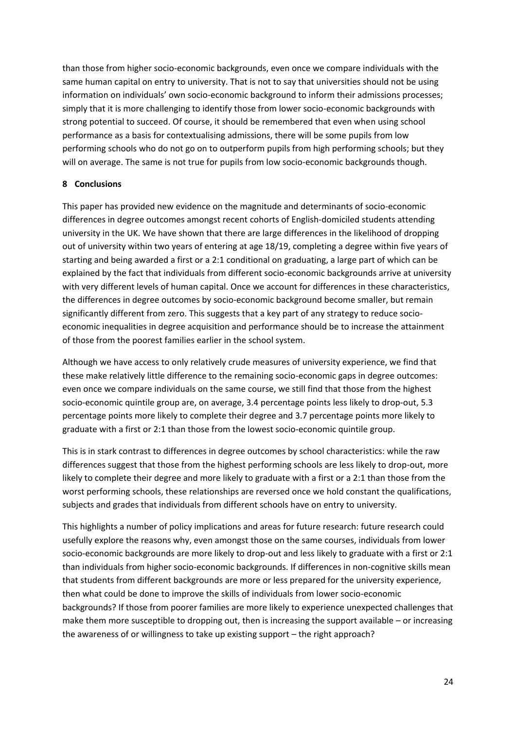than those from higher socio-economic backgrounds, even once we compare individuals with the same human capital on entry to university. That is not to say that universities should not be using information on individuals' own socio-economic background to inform their admissions processes; simply that it is more challenging to identify those from lower socio-economic backgrounds with strong potential to succeed. Of course, it should be remembered that even when using school performance as a basis for contextualising admissions, there will be some pupils from low performing schools who do not go on to outperform pupils from high performing schools; but they will on average. The same is not true for pupils from low socio-economic backgrounds though.

## 8 Conclusions

This paper has provided new evidence on the magnitude and determinants of socio-economic differences in degree outcomes amongst recent cohorts of English-domiciled students attending university in the UK. We have shown that there are large differences in the likelihood of dropping out of university within two years of entering at age 18/19, completing a degree within five years of starting and being awarded a first or a 2:1 conditional on graduating, a large part of which can be explained by the fact that individuals from different socio-economic backgrounds arrive at university with very different levels of human capital. Once we account for differences in these characteristics, the differences in degree outcomes by socio-economic background become smaller, but remain significantly different from zero. This suggests that a key part of any strategy to reduce socio-economic inequalities in degree acquisition and performance should be to increase the attainment of those from the poorest families earlier in the school system.

Although we have access to only relatively crude measures of university experience, we find that these make relatively little difference to the remaining socio-economic gaps in degree outcomes: even once we compare individuals on the same course, we still find that those from the highest socio-economic quintile group are, on average, 3.4 percentage points less likely to drop-out, 5.3 percentage points more likely to complete their degree and 3.7 percentage points more likely to graduate with a first or 2:1 than those from the lowest socio-economic quintile group.

This is in stark contrast to differences in degree outcomes by school characteristics: while the raw differences suggest that those from the highest performing schools are less likely to drop-out, more likely to complete their degree and more likely to graduate with a first or a 2:1 than those from the worst performing schools, these relationships are reversed once we hold constant the qualifications, subjects and grades that individuals from different schools have on entry to university.

This highlights a number of policy implications and areas for future research: future research could usefully explore the reasons why, even amongst those on the same courses, individuals from lower socio-economic backgrounds are more likely to drop-out and less likely to graduate with a first or 2:1 than individuals from higher socio-economic backgrounds. If differences in non-cognitive skills mean that students from different backgrounds are more or less prepared for the university experience, then what could be done to improve the skills of individuals from lower socio-economic backgrounds? If those from poorer families are more likely to experience unexpected challenges that make them more susceptible to dropping out, then is increasing the support available – or increasing the awareness of or willingness to take up existing support – the right approach?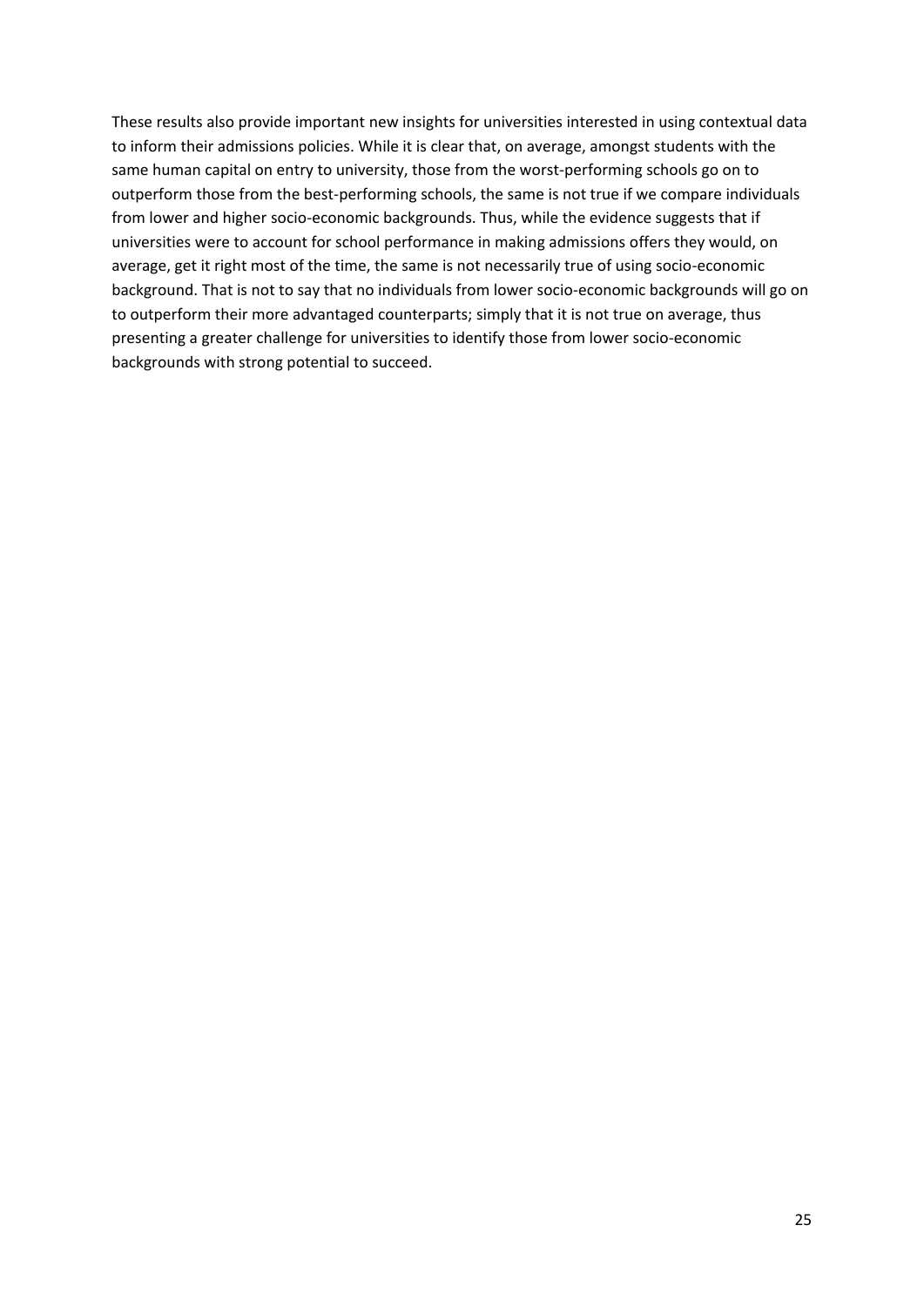These results also provide important new insights for universities interested in using contextual data to inform their admissions policies. While it is clear that, on average, amongst students with the same human capital on entry to university, those from the worst-performing schools go on to outperform those from the best-performing schools, the same is not true if we compare individuals from lower and higher socio-economic backgrounds. Thus, while the evidence suggests that if universities were to account for school performance in making admissions offers they would, on average, get it right most of the time, the same is not necessarily true of using socio-economic background. That is not to say that no individuals from lower socio-economic backgrounds will go on to outperform their more advantaged counterparts; simply that it is not true on average, thus presenting a greater challenge for universities to identify those from lower socio-economic backgrounds with strong potential to succeed.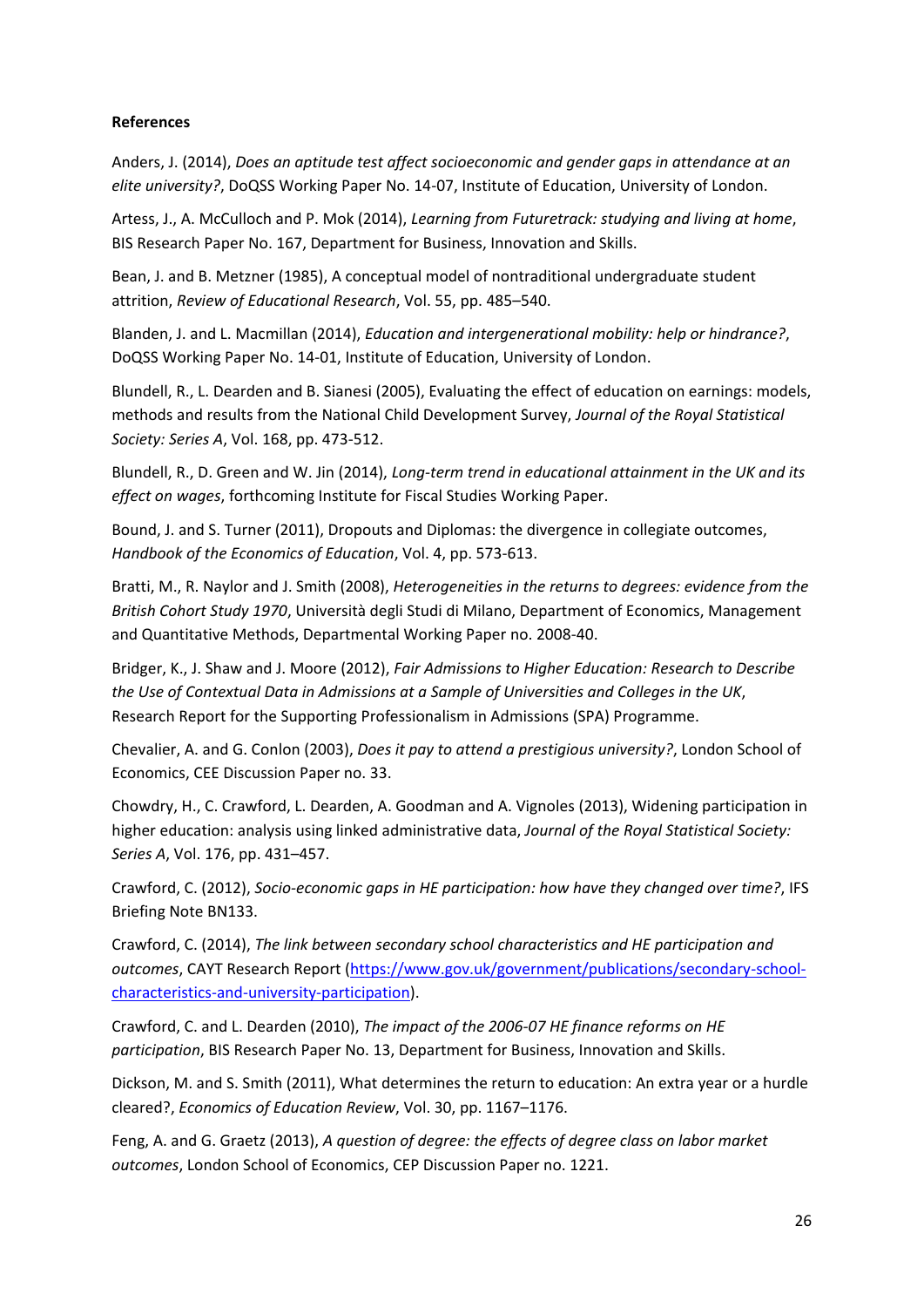**References**

Anders, J. (2014), *Does an aptitude test affect socioeconomic and gender gaps in attendance at an elite university?*, DoQSS Working Paper No. 14-07, Institute of Education, University of London.

Artess, J., A. McCulloch and P. Mok (2014), *Learning from Futuretrack: studying and living at home*, BIS Research Paper No. 167, Department for Business, Innovation and Skills.

Bean, J. and B. Metzner (1985), A conceptual model of nontraditional undergraduate student attrition, *Review of Educational Research*, Vol. 55, pp. 485–540.

Blanden, J. and L. Macmillan (2014), *Education and intergenerational mobility: help or hindrance?*, DoQSS Working Paper No. 14-01, Institute of Education, University of London.

Blundell, R., L. Dearden and B. Sianesi (2005), Evaluating the effect of education on earnings: models, methods and results from the National Child Development Survey, *Journal of the Royal Statistical Society: Series A*, Vol. 168, pp. 473-512.

Blundell, R., D. Green and W. Jin (2014), *Long-term trend in educational attainment in the UK and its effect on wages*, forthcoming Institute for Fiscal Studies Working Paper.

Bound, J. and S. Turner (2011), Dropouts and Diplomas: the divergence in collegiate outcomes, *Handbook of the Economics of Education*, Vol. 4, pp. 573-613.

Bratti, M., R. Naylor and J. Smith (2008), *Heterogeneities in the returns to degrees: evidence from the British Cohort Study 1970*, Università degli Studi di Milano, Department of Economics, Management and Quantitative Methods, Departmental Working Paper no. 2008-40.

Bridger, K., J. Shaw and J. Moore (2012), *Fair Admissions to Higher Education: Research to Describe the Use of Contextual Data in Admissions at a Sample of Universities and Colleges in the UK*, Research Report for the Supporting Professionalism in Admissions (SPA) Programme.

Chevalier, A. and G. Conlon (2003), *Does it pay to attend a prestigious university?*, London School of Economics, CEE Discussion Paper no. 33.

Chowdry, H., C. Crawford, L. Dearden, A. Goodman and A. Vignoles (2013), Widening participation in higher education: analysis using linked administrative data, *Journal of the Royal Statistical Society: Series A*, Vol. 176, pp. 431–457.

Crawford, C. (2012), *Socio-economic gaps in HE participation: how have they changed over time?*, IFS Briefing Note BN133.

Crawford, C. (2014), *The link between secondary school characteristics and HE participation and outcomes*, CAYT Research Report (https://www.gov.uk/government/publications/secondary-school-characteristics-and-university-participation).

Crawford, C. and L. Dearden (2010), *The impact of the 2006-07 HE finance reforms on HE participation*, BIS Research Paper No. 13, Department for Business, Innovation and Skills.

Dickson, M. and S. Smith (2011), What determines the return to education: An extra year or a hurdle cleared?, *Economics of Education Review*, Vol. 30, pp. 1167–1176.

Feng, A. and G. Graetz (2013), *A question of degree: the effects of degree class on labor market outcomes*, London School of Economics, CEP Discussion Paper no. 1221.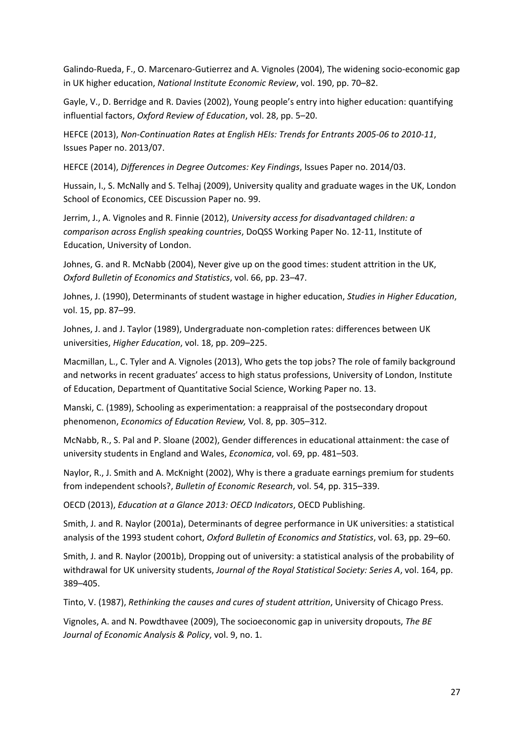Galindo-Rueda, F., O. Marcenaro-Gutierrez and A. Vignoles (2004), The widening socio-economic gap in UK higher education, *National Institute Economic Review*, vol. 190, pp. 70–82.

Gayle, V., D. Berridge and R. Davies (2002), Young people's entry into higher education: quantifying influential factors, *Oxford Review of Education*, vol. 28, pp. 5–20.

HEFCE (2013), *Non-Continuation Rates at English HEIs: Trends for Entrants 2005-06 to 2010-11*, Issues Paper no. 2013/07.

HEFCE (2014), *Differences in Degree Outcomes: Key Findings*, Issues Paper no. 2014/03.

Hussain, I., S. McNally and S. Telhaj (2009), University quality and graduate wages in the UK, London School of Economics, CEE Discussion Paper no. 99.

Jerrim, J., A. Vignoles and R. Finnie (2012), *University access for disadvantaged children: a comparison across English speaking countries*, DoQSS Working Paper No. 12-11, Institute of Education, University of London.

Johnes, G. and R. McNabb (2004), Never give up on the good times: student attrition in the UK, *Oxford Bulletin of Economics and Statistics*, vol. 66, pp. 23–47.

Johnes, J. (1990), Determinants of student wastage in higher education, *Studies in Higher Education*, vol. 15, pp. 87–99.

Johnes, J. and J. Taylor (1989), Undergraduate non-completion rates: differences between UK universities, *Higher Education*, vol. 18, pp. 209–225.

Macmillan, L., C. Tyler and A. Vignoles (2013), Who gets the top jobs? The role of family background and networks in recent graduates' access to high status professions, University of London, Institute of Education, Department of Quantitative Social Science, Working Paper no. 13.

Manski, C. (1989), Schooling as experimentation: a reappraisal of the postsecondary dropout phenomenon, *Economics of Education Review,* Vol. 8, pp. 305–312.

McNabb, R., S. Pal and P. Sloane (2002), Gender differences in educational attainment: the case of university students in England and Wales, *Economica*, vol. 69, pp. 481–503.

Naylor, R., J. Smith and A. McKnight (2002), Why is there a graduate earnings premium for students from independent schools?, *Bulletin of Economic Research*, vol. 54, pp. 315–339.

OECD (2013), *Education at a Glance 2013: OECD Indicators*, OECD Publishing.

Smith, J. and R. Naylor (2001a), Determinants of degree performance in UK universities: a statistical analysis of the 1993 student cohort, *Oxford Bulletin of Economics and Statistics*, vol. 63, pp. 29–60.

Smith, J. and R. Naylor (2001b), Dropping out of university: a statistical analysis of the probability of withdrawal for UK university students, *Journal of the Royal Statistical Society: Series A*, vol. 164, pp. 389–405.

Tinto, V. (1987), *Rethinking the causes and cures of student attrition*, University of Chicago Press.

Vignoles, A. and N. Powdthavee (2009), The socioeconomic gap in university dropouts, *The BE Journal of Economic Analysis & Policy*, vol. 9, no. 1.